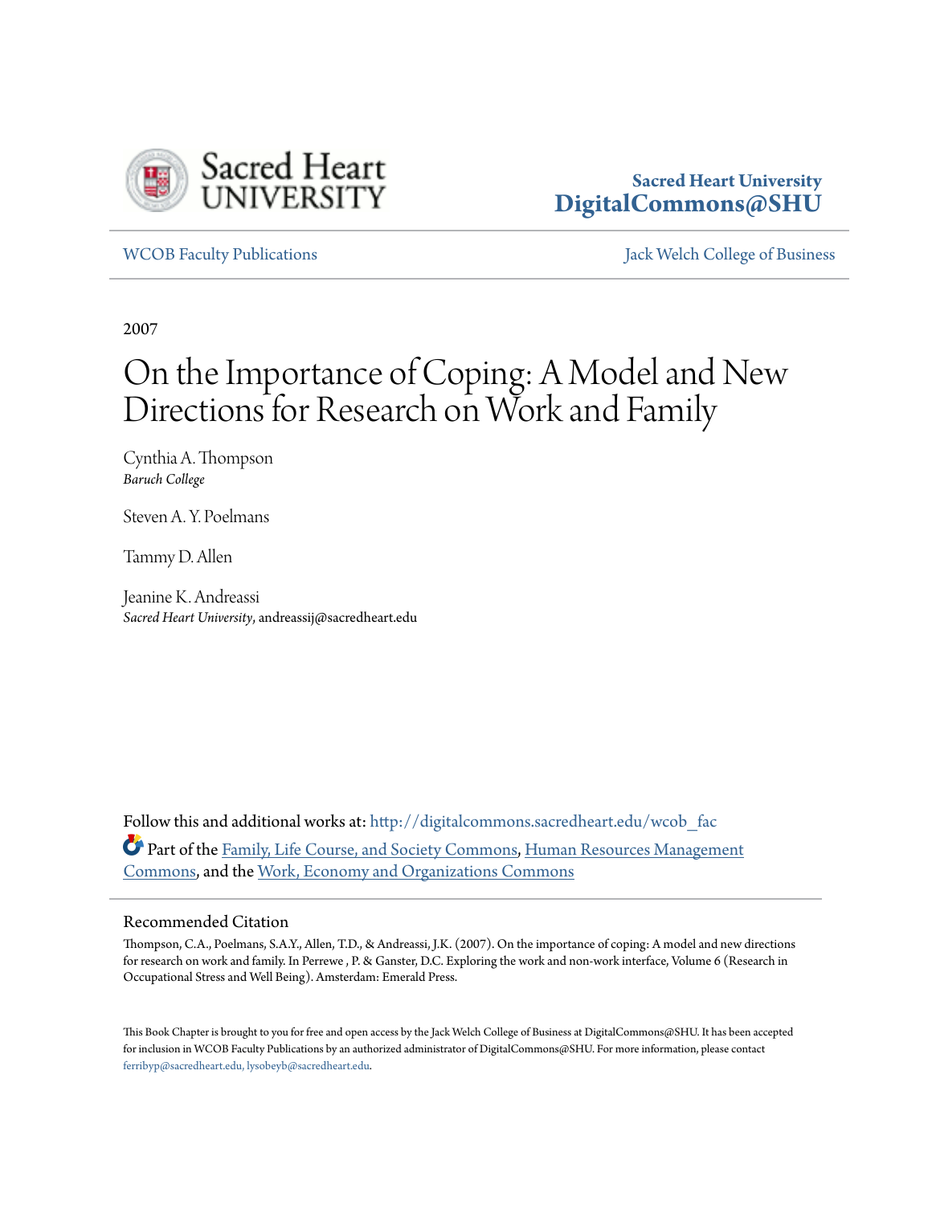Sacred Heart University
DigitalCommons@SHU

WCOB Faculty Publications | Jack Welch College of Business

2007

# On the Importance of Coping: A Model and New Directions for Research on Work and Family

Cynthia A. Thompson
*Baruch College*

Steven A. Y. Poelmans

Tammy D. Allen

Jeanine K. Andreassi
*Sacred Heart University*, andreassij@sacredheart.edu

Follow this and additional works at: http://digitalcommons.sacredheart.edu/wcob_fac

Part of the Family, Life Course, and Society Commons, Human Resources Management Commons, and the Work, Economy and Organizations Commons

## Recommended Citation

Thompson, C.A., Poelmans, S.A.Y., Allen, T.D., & Andreassi, J.K. (2007). On the importance of coping: A model and new directions for research on work and family. In Perrewe , P. & Ganster, D.C. Exploring the work and non-work interface, Volume 6 (Research in Occupational Stress and Well Being). Amsterdam: Emerald Press.

This Book Chapter is brought to you for free and open access by the Jack Welch College of Business at DigitalCommons@SHU. It has been accepted for inclusion in WCOB Faculty Publications by an authorized administrator of DigitalCommons@SHU. For more information, please contact ferribyp@sacredheart.edu, lysobeyb@sacredheart.edu.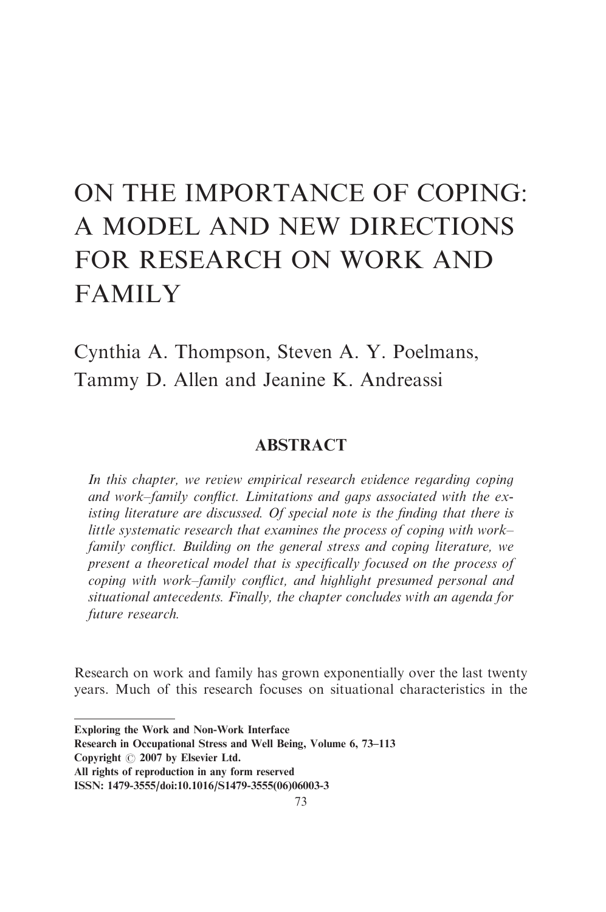# ON THE IMPORTANCE OF COPING: A MODEL AND NEW DIRECTIONS FOR RESEARCH ON WORK AND FAMILY

Cynthia A. Thompson, Steven A. Y. Poelmans, Tammy D. Allen and Jeanine K. Andreassi

## ABSTRACT

*In this chapter, we review empirical research evidence regarding coping and work–family conflict. Limitations and gaps associated with the existing literature are discussed. Of special note is the finding that there is little systematic research that examines the process of coping with work–family conflict. Building on the general stress and coping literature, we present a theoretical model that is specifically focused on the process of coping with work–family conflict, and highlight presumed personal and situational antecedents. Finally, the chapter concludes with an agenda for future research.*

Research on work and family has grown exponentially over the last twenty years. Much of this research focuses on situational characteristics in the

---

**Exploring the Work and Non-Work Interface**
**Research in Occupational Stress and Well Being, Volume 6, 73–113**
**Copyright © 2007 by Elsevier Ltd.**
**All rights of reproduction in any form reserved**
**ISSN: 1479-3555/doi:10.1016/S1479-3555(06)06003-3**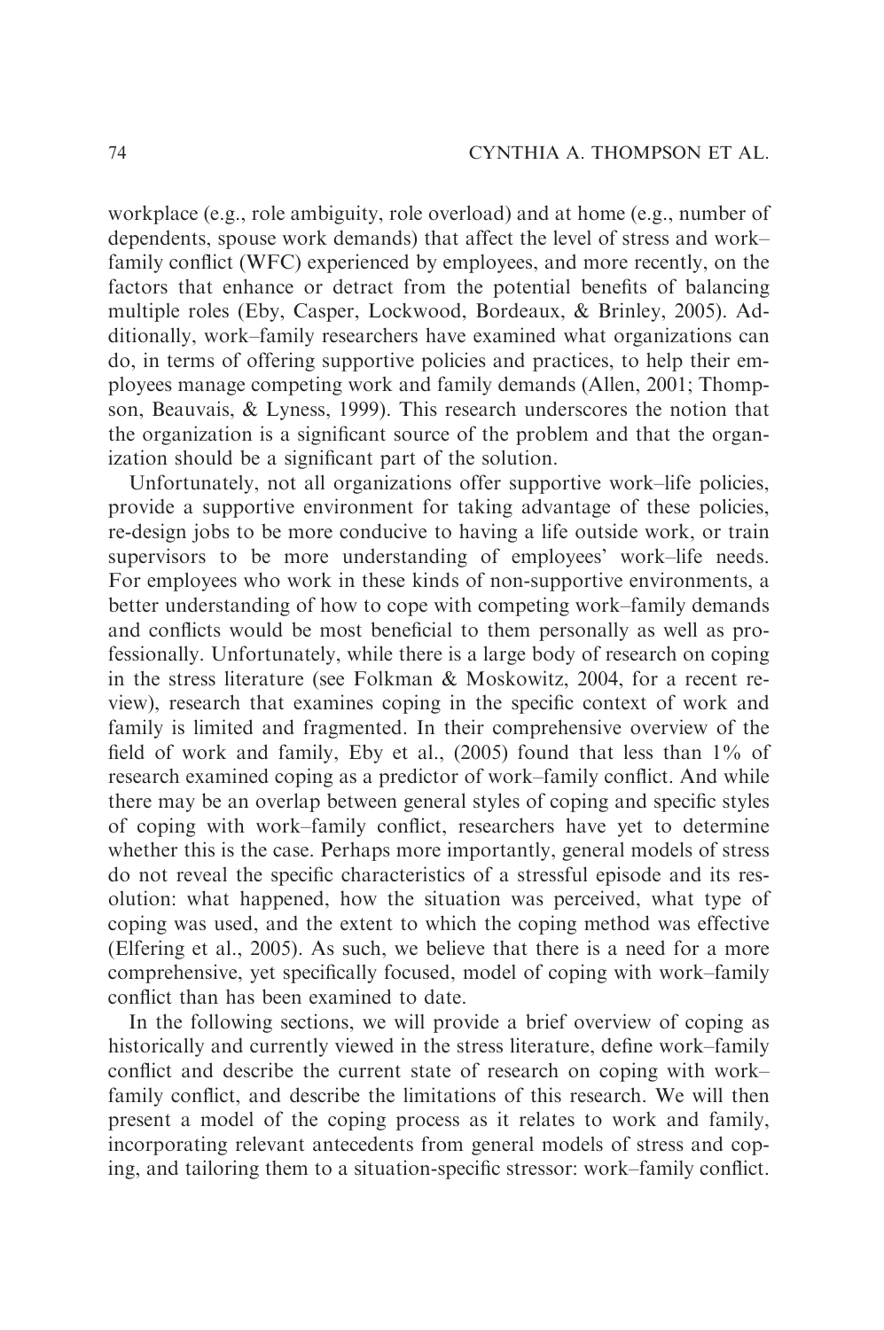workplace (e.g., role ambiguity, role overload) and at home (e.g., number of dependents, spouse work demands) that affect the level of stress and work–family conflict (WFC) experienced by employees, and more recently, on the factors that enhance or detract from the potential benefits of balancing multiple roles (Eby, Casper, Lockwood, Bordeaux, & Brinley, 2005). Additionally, work–family researchers have examined what organizations can do, in terms of offering supportive policies and practices, to help their employees manage competing work and family demands (Allen, 2001; Thompson, Beauvais, & Lyness, 1999). This research underscores the notion that the organization is a significant source of the problem and that the organization should be a significant part of the solution.

Unfortunately, not all organizations offer supportive work–life policies, provide a supportive environment for taking advantage of these policies, re-design jobs to be more conducive to having a life outside work, or train supervisors to be more understanding of employees' work–life needs. For employees who work in these kinds of non-supportive environments, a better understanding of how to cope with competing work–family demands and conflicts would be most beneficial to them personally as well as professionally. Unfortunately, while there is a large body of research on coping in the stress literature (see Folkman & Moskowitz, 2004, for a recent review), research that examines coping in the specific context of work and family is limited and fragmented. In their comprehensive overview of the field of work and family, Eby et al., (2005) found that less than 1% of research examined coping as a predictor of work–family conflict. And while there may be an overlap between general styles of coping and specific styles of coping with work–family conflict, researchers have yet to determine whether this is the case. Perhaps more importantly, general models of stress do not reveal the specific characteristics of a stressful episode and its resolution: what happened, how the situation was perceived, what type of coping was used, and the extent to which the coping method was effective (Elfering et al., 2005). As such, we believe that there is a need for a more comprehensive, yet specifically focused, model of coping with work–family conflict than has been examined to date.

In the following sections, we will provide a brief overview of coping as historically and currently viewed in the stress literature, define work–family conflict and describe the current state of research on coping with work–family conflict, and describe the limitations of this research. We will then present a model of the coping process as it relates to work and family, incorporating relevant antecedents from general models of stress and coping, and tailoring them to a situation-specific stressor: work–family conflict.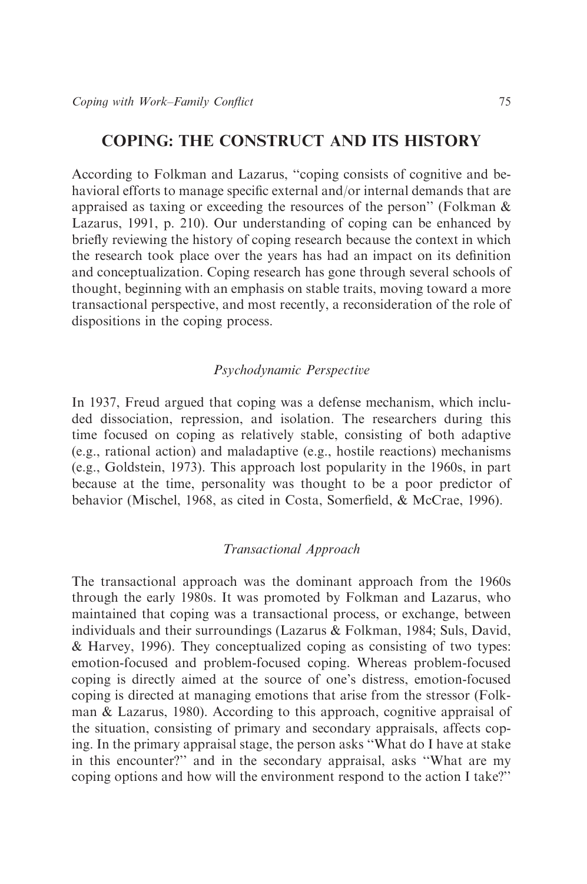## COPING: THE CONSTRUCT AND ITS HISTORY

According to Folkman and Lazarus, "coping consists of cognitive and behavioral efforts to manage specific external and/or internal demands that are appraised as taxing or exceeding the resources of the person" (Folkman & Lazarus, 1991, p. 210). Our understanding of coping can be enhanced by briefly reviewing the history of coping research because the context in which the research took place over the years has had an impact on its definition and conceptualization. Coping research has gone through several schools of thought, beginning with an emphasis on stable traits, moving toward a more transactional perspective, and most recently, a reconsideration of the role of dispositions in the coping process.

### *Psychodynamic Perspective*

In 1937, Freud argued that coping was a defense mechanism, which included dissociation, repression, and isolation. The researchers during this time focused on coping as relatively stable, consisting of both adaptive (e.g., rational action) and maladaptive (e.g., hostile reactions) mechanisms (e.g., Goldstein, 1973). This approach lost popularity in the 1960s, in part because at the time, personality was thought to be a poor predictor of behavior (Mischel, 1968, as cited in Costa, Somerfield, & McCrae, 1996).

### *Transactional Approach*

The transactional approach was the dominant approach from the 1960s through the early 1980s. It was promoted by Folkman and Lazarus, who maintained that coping was a transactional process, or exchange, between individuals and their surroundings (Lazarus & Folkman, 1984; Suls, David, & Harvey, 1996). They conceptualized coping as consisting of two types: emotion-focused and problem-focused coping. Whereas problem-focused coping is directly aimed at the source of one's distress, emotion-focused coping is directed at managing emotions that arise from the stressor (Folkman & Lazarus, 1980). According to this approach, cognitive appraisal of the situation, consisting of primary and secondary appraisals, affects coping. In the primary appraisal stage, the person asks "What do I have at stake in this encounter?" and in the secondary appraisal, asks "What are my coping options and how will the environment respond to the action I take?"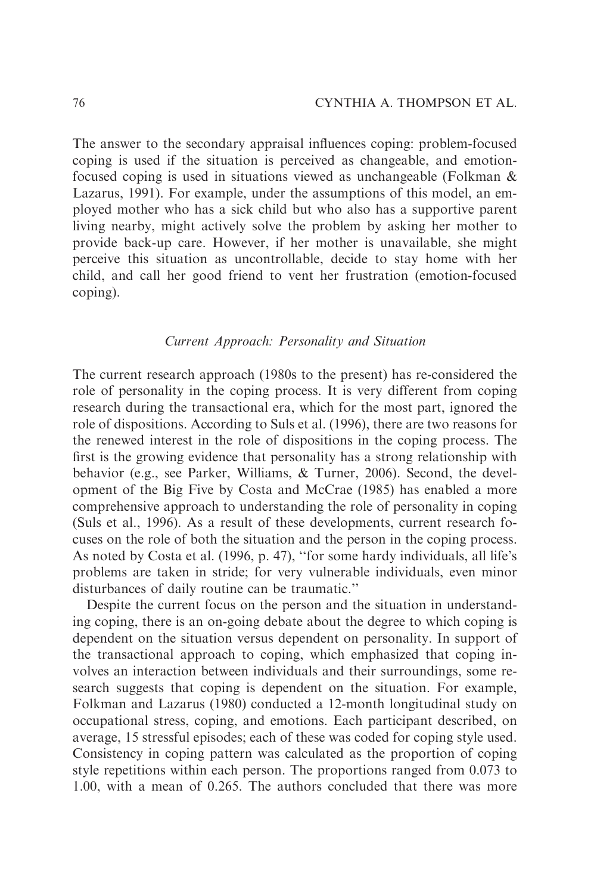The answer to the secondary appraisal influences coping: problem-focused coping is used if the situation is perceived as changeable, and emotion-focused coping is used in situations viewed as unchangeable (Folkman & Lazarus, 1991). For example, under the assumptions of this model, an employed mother who has a sick child but who also has a supportive parent living nearby, might actively solve the problem by asking her mother to provide back-up care. However, if her mother is unavailable, she might perceive this situation as uncontrollable, decide to stay home with her child, and call her good friend to vent her frustration (emotion-focused coping).

### *Current Approach: Personality and Situation*

The current research approach (1980s to the present) has re-considered the role of personality in the coping process. It is very different from coping research during the transactional era, which for the most part, ignored the role of dispositions. According to Suls et al. (1996), there are two reasons for the renewed interest in the role of dispositions in the coping process. The first is the growing evidence that personality has a strong relationship with behavior (e.g., see Parker, Williams, & Turner, 2006). Second, the development of the Big Five by Costa and McCrae (1985) has enabled a more comprehensive approach to understanding the role of personality in coping (Suls et al., 1996). As a result of these developments, current research focuses on the role of both the situation and the person in the coping process. As noted by Costa et al. (1996, p. 47), "for some hardy individuals, all life's problems are taken in stride; for very vulnerable individuals, even minor disturbances of daily routine can be traumatic."

Despite the current focus on the person and the situation in understanding coping, there is an on-going debate about the degree to which coping is dependent on the situation versus dependent on personality. In support of the transactional approach to coping, which emphasized that coping involves an interaction between individuals and their surroundings, some research suggests that coping is dependent on the situation. For example, Folkman and Lazarus (1980) conducted a 12-month longitudinal study on occupational stress, coping, and emotions. Each participant described, on average, 15 stressful episodes; each of these was coded for coping style used. Consistency in coping pattern was calculated as the proportion of coping style repetitions within each person. The proportions ranged from 0.073 to 1.00, with a mean of 0.265. The authors concluded that there was more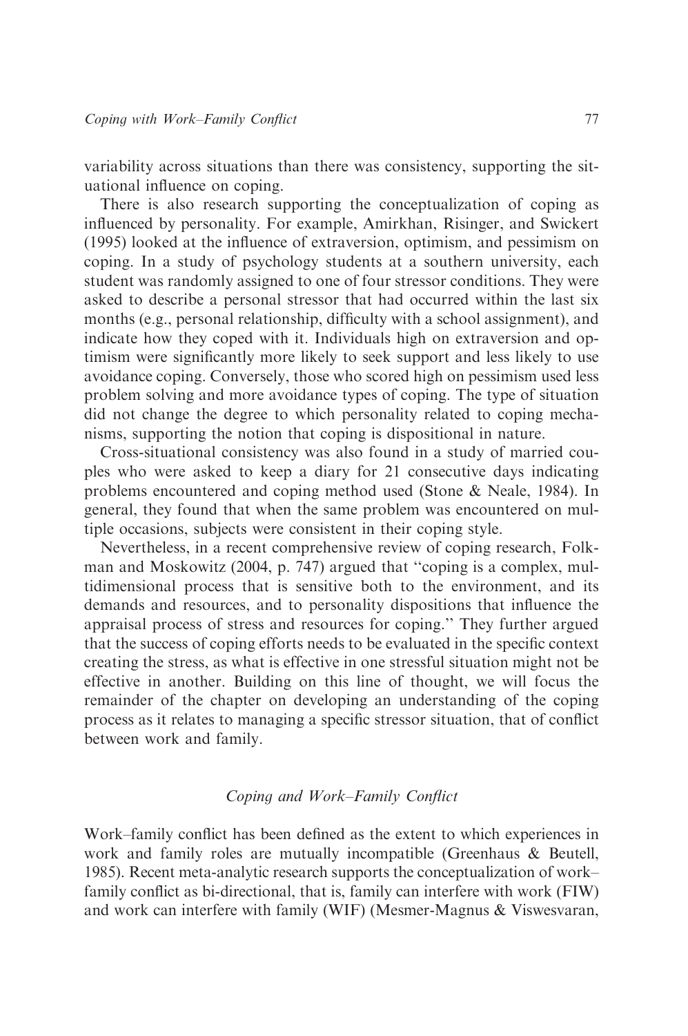variability across situations than there was consistency, supporting the situational influence on coping.

There is also research supporting the conceptualization of coping as influenced by personality. For example, Amirkhan, Risinger, and Swickert (1995) looked at the influence of extraversion, optimism, and pessimism on coping. In a study of psychology students at a southern university, each student was randomly assigned to one of four stressor conditions. They were asked to describe a personal stressor that had occurred within the last six months (e.g., personal relationship, difficulty with a school assignment), and indicate how they coped with it. Individuals high on extraversion and optimism were significantly more likely to seek support and less likely to use avoidance coping. Conversely, those who scored high on pessimism used less problem solving and more avoidance types of coping. The type of situation did not change the degree to which personality related to coping mechanisms, supporting the notion that coping is dispositional in nature.

Cross-situational consistency was also found in a study of married couples who were asked to keep a diary for 21 consecutive days indicating problems encountered and coping method used (Stone & Neale, 1984). In general, they found that when the same problem was encountered on multiple occasions, subjects were consistent in their coping style.

Nevertheless, in a recent comprehensive review of coping research, Folkman and Moskowitz (2004, p. 747) argued that "coping is a complex, multidimensional process that is sensitive both to the environment, and its demands and resources, and to personality dispositions that influence the appraisal process of stress and resources for coping." They further argued that the success of coping efforts needs to be evaluated in the specific context creating the stress, as what is effective in one stressful situation might not be effective in another. Building on this line of thought, we will focus the remainder of the chapter on developing an understanding of the coping process as it relates to managing a specific stressor situation, that of conflict between work and family.

## *Coping and Work–Family Conflict*

Work–family conflict has been defined as the extent to which experiences in work and family roles are mutually incompatible (Greenhaus & Beutell, 1985). Recent meta-analytic research supports the conceptualization of work–family conflict as bi-directional, that is, family can interfere with work (FIW) and work can interfere with family (WIF) (Mesmer-Magnus & Viswesvaran,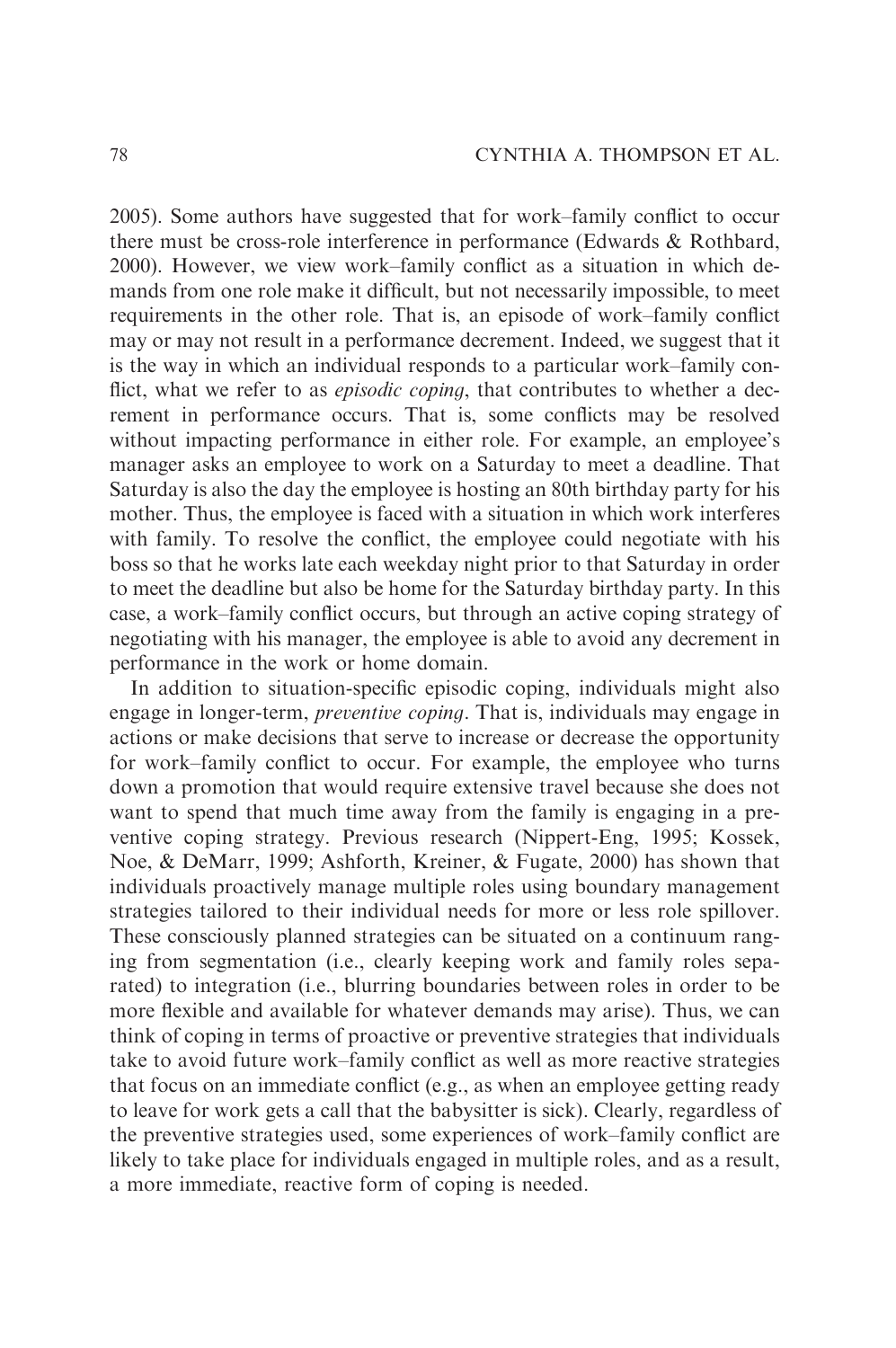2005). Some authors have suggested that for work–family conflict to occur there must be cross-role interference in performance (Edwards & Rothbard, 2000). However, we view work–family conflict as a situation in which demands from one role make it difficult, but not necessarily impossible, to meet requirements in the other role. That is, an episode of work–family conflict may or may not result in a performance decrement. Indeed, we suggest that it is the way in which an individual responds to a particular work–family conflict, what we refer to as *episodic coping*, that contributes to whether a decrement in performance occurs. That is, some conflicts may be resolved without impacting performance in either role. For example, an employee's manager asks an employee to work on a Saturday to meet a deadline. That Saturday is also the day the employee is hosting an 80th birthday party for his mother. Thus, the employee is faced with a situation in which work interferes with family. To resolve the conflict, the employee could negotiate with his boss so that he works late each weekday night prior to that Saturday in order to meet the deadline but also be home for the Saturday birthday party. In this case, a work–family conflict occurs, but through an active coping strategy of negotiating with his manager, the employee is able to avoid any decrement in performance in the work or home domain.

In addition to situation-specific episodic coping, individuals might also engage in longer-term, *preventive coping*. That is, individuals may engage in actions or make decisions that serve to increase or decrease the opportunity for work–family conflict to occur. For example, the employee who turns down a promotion that would require extensive travel because she does not want to spend that much time away from the family is engaging in a preventive coping strategy. Previous research (Nippert-Eng, 1995; Kossek, Noe, & DeMarr, 1999; Ashforth, Kreiner, & Fugate, 2000) has shown that individuals proactively manage multiple roles using boundary management strategies tailored to their individual needs for more or less role spillover. These consciously planned strategies can be situated on a continuum ranging from segmentation (i.e., clearly keeping work and family roles separated) to integration (i.e., blurring boundaries between roles in order to be more flexible and available for whatever demands may arise). Thus, we can think of coping in terms of proactive or preventive strategies that individuals take to avoid future work–family conflict as well as more reactive strategies that focus on an immediate conflict (e.g., as when an employee getting ready to leave for work gets a call that the babysitter is sick). Clearly, regardless of the preventive strategies used, some experiences of work–family conflict are likely to take place for individuals engaged in multiple roles, and as a result, a more immediate, reactive form of coping is needed.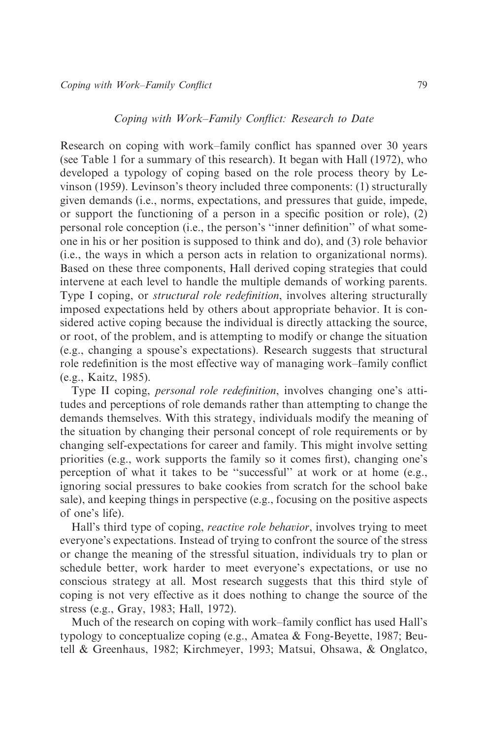## *Coping with Work–Family Conflict: Research to Date*

Research on coping with work–family conflict has spanned over 30 years (see Table 1 for a summary of this research). It began with Hall (1972), who developed a typology of coping based on the role process theory by Levinson (1959). Levinson's theory included three components: (1) structurally given demands (i.e., norms, expectations, and pressures that guide, impede, or support the functioning of a person in a specific position or role), (2) personal role conception (i.e., the person's ''inner definition'' of what someone in his or her position is supposed to think and do), and (3) role behavior (i.e., the ways in which a person acts in relation to organizational norms). Based on these three components, Hall derived coping strategies that could intervene at each level to handle the multiple demands of working parents. Type I coping, or *structural role redefinition*, involves altering structurally imposed expectations held by others about appropriate behavior. It is considered active coping because the individual is directly attacking the source, or root, of the problem, and is attempting to modify or change the situation (e.g., changing a spouse's expectations). Research suggests that structural role redefinition is the most effective way of managing work–family conflict (e.g., Kaitz, 1985).

Type II coping, *personal role redefinition*, involves changing one's attitudes and perceptions of role demands rather than attempting to change the demands themselves. With this strategy, individuals modify the meaning of the situation by changing their personal concept of role requirements or by changing self-expectations for career and family. This might involve setting priorities (e.g., work supports the family so it comes first), changing one's perception of what it takes to be ''successful'' at work or at home (e.g., ignoring social pressures to bake cookies from scratch for the school bake sale), and keeping things in perspective (e.g., focusing on the positive aspects of one's life).

Hall's third type of coping, *reactive role behavior*, involves trying to meet everyone's expectations. Instead of trying to confront the source of the stress or change the meaning of the stressful situation, individuals try to plan or schedule better, work harder to meet everyone's expectations, or use no conscious strategy at all. Most research suggests that this third style of coping is not very effective as it does nothing to change the source of the stress (e.g., Gray, 1983; Hall, 1972).

Much of the research on coping with work–family conflict has used Hall's typology to conceptualize coping (e.g., Amatea & Fong-Beyette, 1987; Beutell & Greenhaus, 1982; Kirchmeyer, 1993; Matsui, Ohsawa, & Onglatco,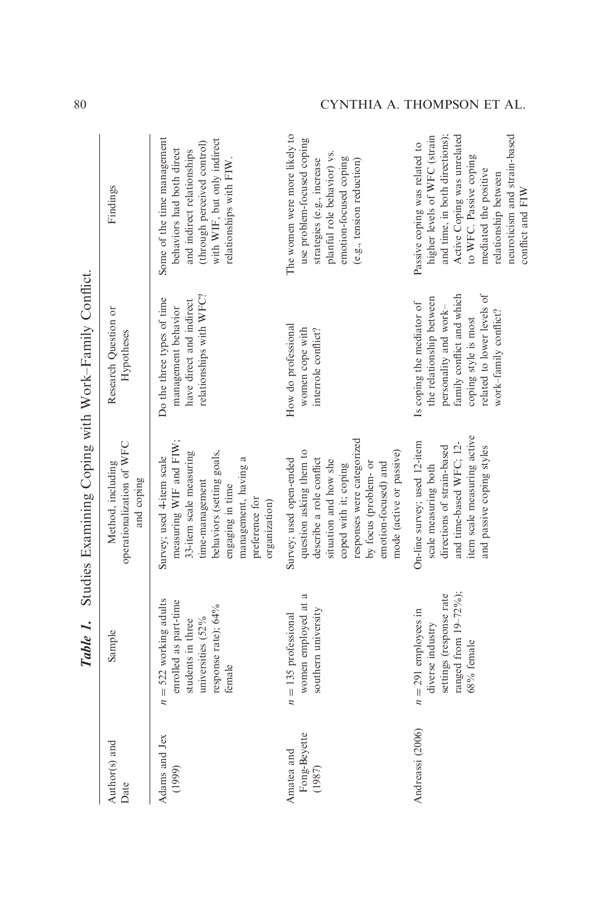**Table 1.** Studies Examining Coping with Work–Family Conflict.

| Author(s) and Date | Sample | Method, including operationalization of WFC and coping | Research Question or Hypotheses | Findings |
|---|---|---|---|---|
| Adams and Jex (1999) | $n = 522$ working adults enrolled as part-time students in three universities (52% response rate); 64% female | Survey; used 4-item scale measuring WIF and FIW; 33-item scale measuring time-management behaviors (setting goals, engaging in time management, having a preference for organization) | Do the three types of time management behavior have direct and indirect relationships with WFC? | Some of the time management behaviors had both direct and indirect relationships (through perceived control) with WIF, but only indirect relationships with FIW. |
| Amatea and Fong-Beyette (1987) | $n = 135$ professional women employed at a southern university | Survey; used open-ended question asking them to describe a role conflict situation and how she coped with it; coping responses were categorized by focus (problem- or emotion-focused) and mode (active or passive) | How do professional women cope with interrole conflict? | The women were more likely to use problem-focused coping strategies (e.g., increase planful role behavior) vs. emotion-focused coping (e.g., tension reduction) |
| Andreassi (2006) | $n = 291$ employees in diverse industry settings (response rate ranged from 19–72%); 68% female | On-line survey; used 12-item scale measuring both directions of strain-based and time-based WFC; 12-item scale measuring active and passive coping styles | Is coping the mediator of the relationship between personality and work–family conflict and which coping style is most related to lower levels of work–family conflict? | Passive coping was related to higher levels of WFC (strain and time, in both directions); Active Coping was unrelated to WFC. Passive coping mediated the positive relationship between neuroticism and strain-based conflict and FIW |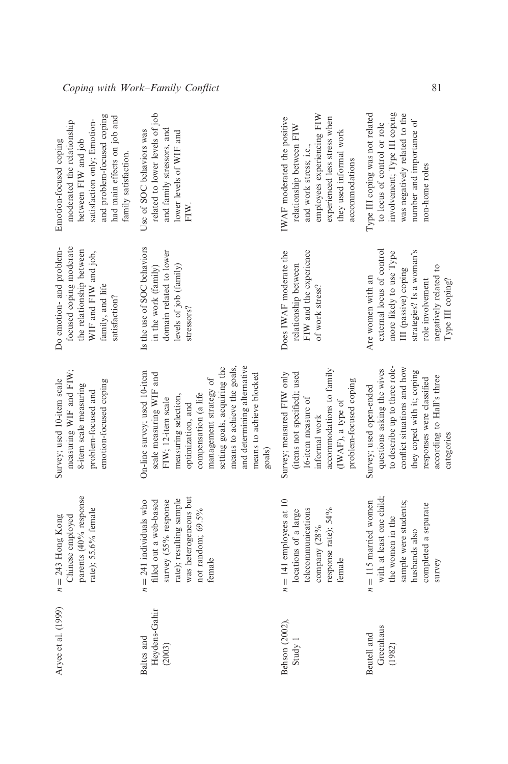| | | | | |
|---|---|---|---|---|
| Aryee et al. (1999) | $n = 243$ Hong Kong Chinese employed parents (40% response rate); 55.6% female | Survey; used 10-item scale measuring WIF and FIW; 8-item scale measuring problem-focused and emotion-focused coping | Do emotion- and problem-focused coping moderate the relationship between WIF and FIW and job, family, and life satisfaction? | Emotion-focused coping moderated the relationship between FIW and job satisfaction only; Emotion- and problem-focused coping had main effects on job and family satisfaction. |
| Baltes and Heydens-Gahir (2003) | $n = 241$ individuals who filled out a web-based survey (55% response rate); resulting sample was heterogeneous but not random; 69.5% female | On-line survey; used 10-item scale measuring WIF and FIW; 12-item scale measuring selection, optimization, and compensation (a life management strategy of setting goals, acquiring the means to achieve the goals, and determining alternative means to achieve blocked goals) | Is the use of SOC behaviors in the work (family) domain related to lower levels of job (family) stressors? | Use of SOC behaviors was related to lower levels of job and family stressors, and lower levels of WIF and FIW. |
| Behson (2002), Study 1 | $n = 141$ employees at 10 locations of a large telecommunications company (28% response rate); 54% female | Survey; measured FIW only (items not specified); used 16-item measure of informal work accommodations to family (IWAF), a type of problem-focused coping | Does IWAF moderate the relationship between FIW and the experience of work stress? | IWAF moderated the positive relationship between FIW and work stress; i.e., employees experiencing FIW experienced less stress when they used informal work accommodations |
| Beutell and Greenhaus (1982) | $n = 115$ married women with at least one child; the women in the sample were students; husbands also completed a separate survey | Survey; used open-ended questions asking the wives to describe up to three role-conflict situations and how they coped with it; coping responses were classified according to Hall's three categories | Are women with an external locus of control more likely to use Type III (passive) coping strategies? Is a woman's role involvement negatively related to Type III coping? | Type III coping was not related to locus of control or role involvement; Type III coping was negatively related to the number and importance of non-home roles |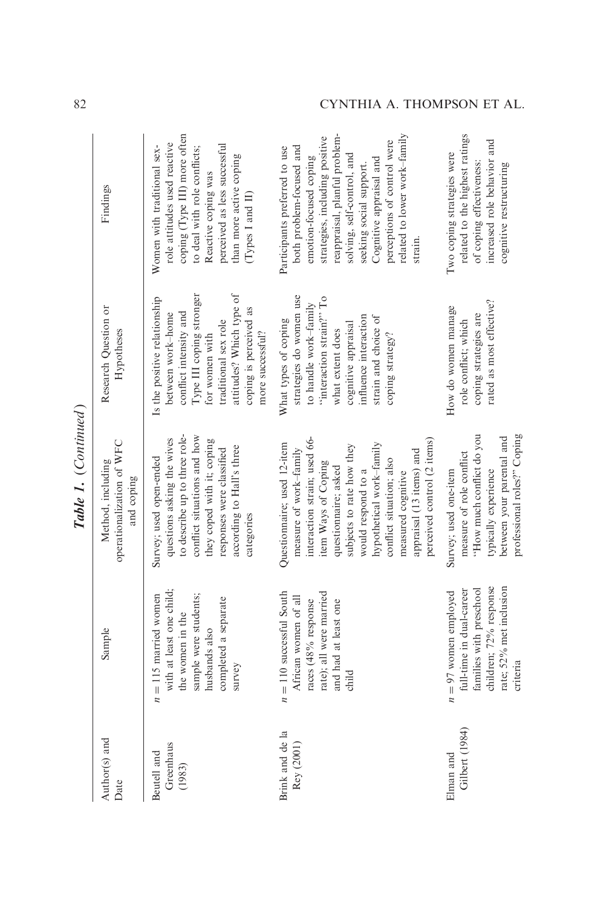*Table 1.* (*Continued*)

| Author(s) and Date | Sample | Method, including operationalization of WFC and coping | Research Question or Hypotheses | Findings |
|---|---|---|---|---|
| Beutell and Greenhaus (1983) | $n = 115$ married women with at least one child; the women in the sample were students; husbands also completed a separate survey | Survey; used open-ended questions asking the wives to describe up to three role-conflict situations and how they coped with it; coping responses were classified according to Hall's three categories | Is the positive relationship between work–home conflict intensity and Type III coping stronger for women with traditional sex role attitudes? Which type of coping is perceived as more successful? | Women with traditional sex-role attitudes used reactive coping (Type III) more often to deal with role conflicts; Reactive coping was perceived as less successful than more active coping (Types I and II) |
| Brink and de la Rey (2001) | $n = 110$ successful South African women of all races (48% response rate); all were married and had at least one child | Questionnaire; used 12-item measure of work–family interaction strain; used 66-item Ways of Coping questionnaire; asked subjects to rate how they would respond to a hypothetical work–family conflict situation; also measured cognitive appraisal (13 items) and perceived control (2 items) | What types of coping strategies do women use to handle work–family "interaction strain?" To what extent does cognitive appraisal influence interaction strain and choice of coping strategy? | Participants preferred to use both problem-focused and emotion-focused coping strategies, including positive reappraisal, planful problem-solving, self-control, and seeking social support. Cognitive appraisal and perceptions of control were related to lower work–family strain. |
| Elman and Gilbert (1984) | $n = 97$ women employed full-time in dual-career families with preschool children; 72% response rate; 52% met inclusion criteria | Survey; used one-item measure of role conflict "How much conflict do you typically experience between your parental and professional roles?" Coping | How do women manage role conflict; which coping strategies are rated as most effective? | Two coping strategies were related to the highest ratings of coping effectiveness: increased role behavior and cognitive restructuring |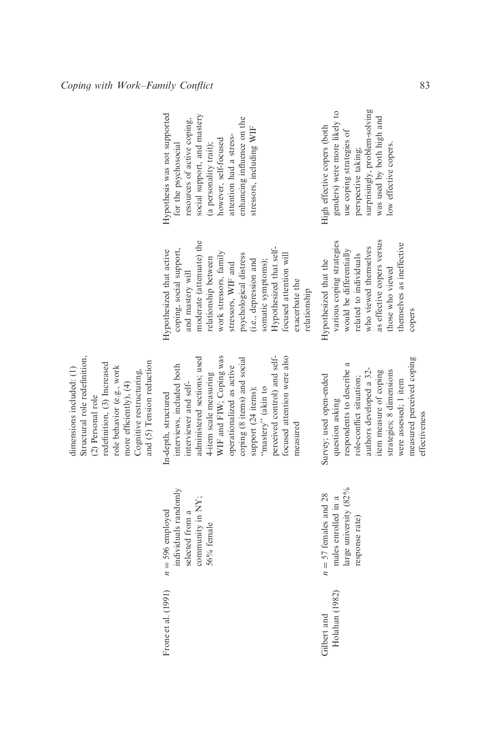| | | | | |
|---|---|---|---|---|
| | | dimensions included: (1) Structural role redefinition, (2) Personal role redefinition, (3) Increased role behavior (e.g., work more efficiently), (4) Cognitive restructuring, and (5) Tension reduction | | |
| Frone et al. (1991) | $n = 596$ employed individuals randomly selected from a community in NY; 56% female | In-depth, structured interviews, included both interviewer and self-administered sections; used 4-item scale measuring WIF and FIW; Coping was operationalized as active coping (8 items) and social support (24 items); "mastery" (akin to perceived control) and self-focused attention were also measured | Hypothesized that active coping, social support, and mastery will moderate (attenuate) the relationship between work stressors, family stressors, WIF and psychological distress (i.e., depression and somatic symptoms); Hypothesized that self-focused attention will exacerbate the relationship | Hypothesis was not supported for the psychosocial resources of active coping, social support, and mastery (a personality trait); however, self-focused attention had a stress-enhancing influence on the stressors, including WIF |
| Gilbert and Holahan (1982) | $n = 57$ females and 28 males enrolled in a large university (82% response rate) | Survey; used open-ended question asking respondents to describe a role-conflict situation; authors developed a 32-item measure of coping strategies; 8 dimensions were assessed; 1 item measured perceived coping effectiveness | Hypothesized that the various coping strategies would be differentially related to individuals who viewed themselves as effective copers versus those who viewed themselves as ineffective copers | High effective copers (both genders) were more likely to use coping strategies of perspective taking; surprisingly, problem-solving was used by both high and low effective copers. |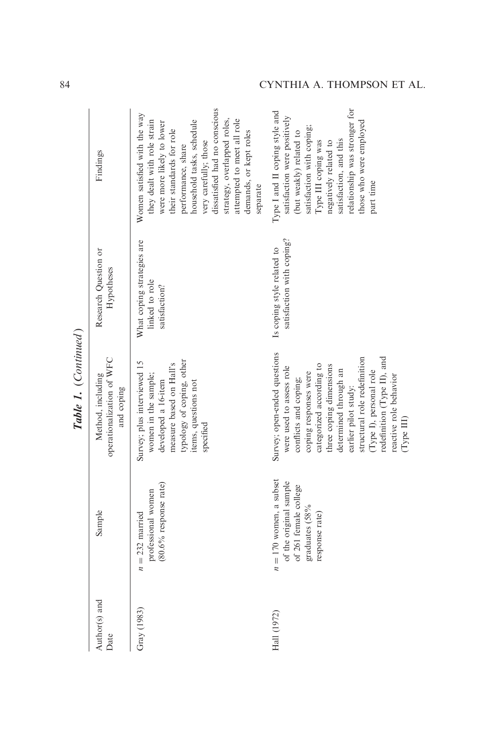**Table 1.** *(Continued)*

| Author(s) and Date | Sample | Method, including operationalization of WFC and coping | Research Question or Hypotheses | Findings |
|---|---|---|---|---|
| Gray (1983) | $n = 232$ married professional women (80.6% response rate) | Survey; plus interviewed 15 women in the sample; developed a 16-item measure based on Hall's typology of coping, other items, questions not specified | What coping strategies are linked to role satisfaction? | Women satisfied with the way they dealt with role strain were more likely to lower their standards for role performance, share household tasks, schedule very carefully; those dissatisfied had no conscious strategy, overlapped roles, attempted to meet all role demands, or kept roles separate |
| Hall (1972) | $n = 170$ women, a subset of the original sample of 261 female college graduates (58% response rate) | Survey; open-ended questions were used to assess role conflicts and coping; coping responses were categorized according to three coping dimensions determined through an earlier pilot study: structural role redefinition (Type I), personal role redefinition (Type II), and reactive role behavior (Type III) | Is coping style related to satisfaction with coping? | Type I and II coping style and satisfaction were positively (but weakly) related to satisfaction with coping; Type III coping was negatively related to satisfaction, and this relationship was stronger for those who were employed part time |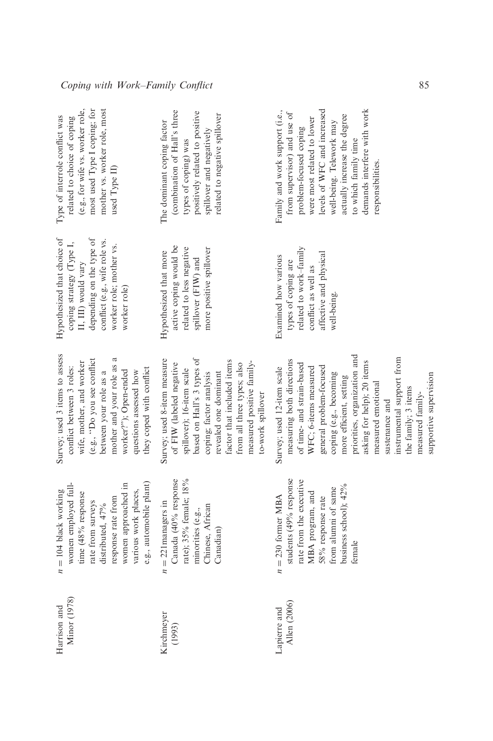| | | | | |
|---|---|---|---|---|
| Harrison and Minor (1978) | $n = 104$ black working women employed full-time (48% response rate from surveys distributed, 47% response rate from women approached in various work places, e.g., automobile plant) | Survey; used 3 items to assess conflict between 3 roles: wife, mother, and worker (e.g., "Do you see conflict between your role as a mother and your role as a worker?"); Open-ended questions assessed how they coped with conflict | Hypothesized that choice of coping strategy (Type I, II, III) would vary depending on the type of conflict (e.g., wife role vs. worker role; mother vs. worker role) | Type of interrole conflict was related to choice of coping (e.g., for wife vs. worker role, most used Type I coping; for mother vs. worker role, most used Type II) |
| Kirchmeyer (1993) | $n = 221$ managers in Canada (40% response rate); 35% female; 18% minorities (e.g., Chinese, African Canadian) | Survey; used 8-item measure of FIW (labeled negative spillover); 16-item scale based on Hall's 3 types of coping; factor analysis revealed one dominant factor that included items from all three types; also measured positive family-to-work spillover | Hypothesized that more active coping would be related to less negative spillover (FIW) and more positive spillover | The dominant coping factor (combination of Hall's three types of coping) was positively related to positive spillover and negatively related to negative spillover |
| Lapierre and Allen (2006) | $n = 230$ former MBA students (49% response rate from the executive MBA program, and 58% response rate from alumni of same business school); 42% female | Survey; used 12-item scale measuring both directions of time- and strain-based WFC; 6-items measured general problem-focused coping (e.g., becoming more efficient, setting priorities, organization and asking for help); 20 items measured emotional sustenance and instrumental support from the family; 3 items measured family-supportive supervision | Examined how various types of coping are related to work–family conflict as well as affective and physical well-being. | Family and work support (i.e., from supervisor) and use of problem-focused coping were most related to lower levels of WFC and increased well-being. Telework may actually increase the degree to which family time demands interfere with work responsibilities. |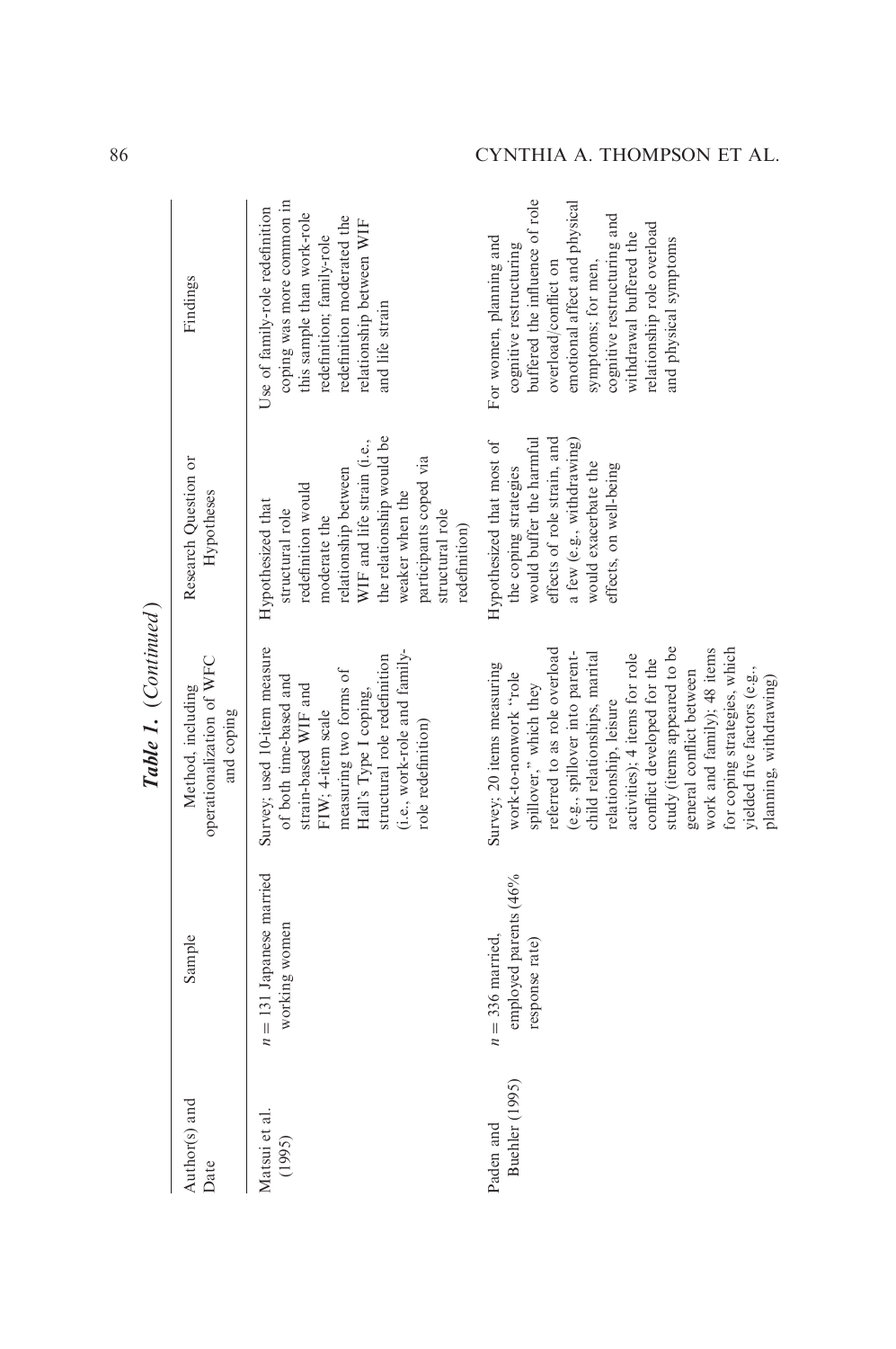*Table 1.* (*Continued*)

| Author(s) and Date | Sample | Method, including operationalization of WFC and coping | Research Question or Hypotheses | Findings |
|---|---|---|---|---|
| Matsui et al. (1995) | $n = 131$ Japanese married working women | Survey; used 10-item measure of both time-based and strain-based WIF and FIW; 4-item scale measuring two forms of Hall's Type I coping, structural role redefinition (i.e., work-role and family-role redefinition) | Hypothesized that structural role redefinition would moderate the relationship between WIF and life strain (i.e., the relationship would be weaker when the participants coped via structural role redefinition) | Use of family-role redefinition coping was more common in this sample than work-role redefinition; family-role redefinition moderated the relationship between WIF and life strain |
| Paden and Buehler (1995) | $n = 336$ married, employed parents (46% response rate) | Survey; 20 items measuring work-to-nonwork "role spillover," which they referred to as role overload (e.g., spillover into parent-child relationships, marital relationship, leisure activities); 4 items for role conflict developed for the study (items appeared to be general conflict between work and family); 48 items for coping strategies, which yielded five factors (e.g., planning, withdrawing) | Hypothesized that most of the coping strategies would buffer the harmful effects of role strain, and a few (e.g., withdrawing) would exacerbate the effects, on well-being | For women, planning and cognitive restructuring buffered the influence of role overload/conflict on emotional affect and physical symptoms; for men, cognitive restructuring and withdrawal buffered the relationship role overload and physical symptoms |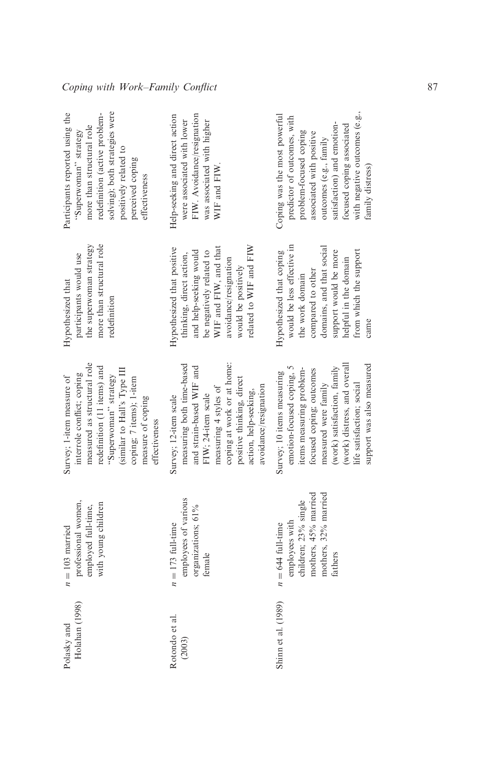| | | | | |
|---|---|---|---|---|
| Polasky and Holahan (1998) | $n = 103$ married professional women, employed full-time, with young children | Survey; 1-item measure of interrole conflict; coping measured as structural role redefinition (11 items) and "Superwoman" strategy (similar to Hall's Type III coping; 7 items); 1-item measure of coping effectiveness | Hypothesized that participants would use the superwoman strategy more than structural role redefinition | Participants reported using the "Superwoman" strategy more than structural role redefinition (active problem-solving); both strategies were positively related to perceived coping effectiveness |
| Rotondo et al. (2003) | $n = 173$ full-time employees of various organizations; 61% female | Survey; 12-item scale measuring both time-based and strain-based WIF and FIW; 24-item scale measuring 4 styles of coping at work or at home: positive thinking, direct action, help-seeking, avoidance/resignation | Hypothesized that positive thinking, direct action, and help-seeking would be negatively related to WIF and FIW, and that avoidance/resignation would be positively related to WIF and FIW | Help-seeking and direct action were associated with lower FIW. Avoidance/resignation was associated with higher WIF and FIW. |
| Shinn et al. (1989) | $n = 644$ full-time employees with children; 23% single mothers, 45% married mothers, 32% married fathers | Survey; 10 items measuring emotion-focused coping, 5 items measuring problem-focused coping; outcomes measured were family (work) satisfaction, family (work) distress, and overall life satisfaction; social support was also measured | Hypothesized that coping would be less effective in the work domain compared to other domains, and that social support would be more helpful in the domain from which the support came | Coping was the most powerful predictor of outcomes, with problem-focused coping associated with positive outcomes (e.g., family satisfaction) and emotion-focused coping associated with negative outcomes (e.g., family distress) |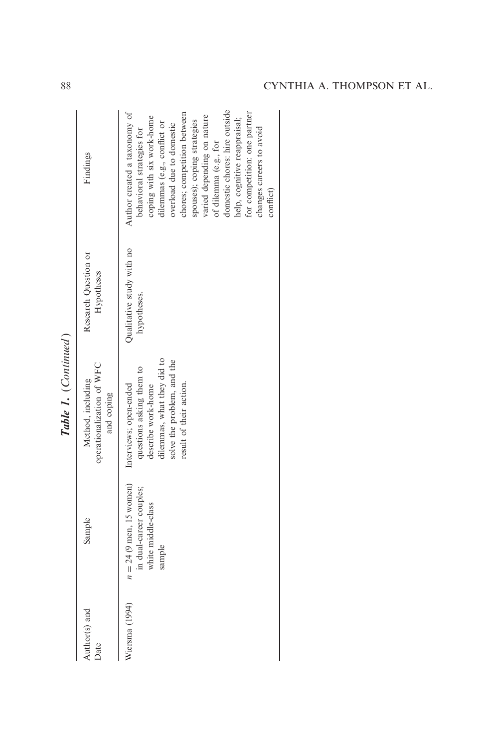*Table 1.* (*Continued*)

| Author(s) and Date | Sample | Method, including operationalization of WFC and coping | Research Question or Hypotheses | Findings |
|---|---|---|---|---|
| Wiersma (1994) | $n = 24$ (9 men, 15 women) in dual-career couples; white middle-class sample | Interviews; open-ended questions asking them to describe work-home dilemmas, what they did to solve the problem, and the result of their action. | Qualitative study with no hypotheses. | Author created a taxonomy of behavioral strategies for coping with six work-home dilemmas (e.g., conflict or overload due to domestic chores; competition between spouses); coping strategies varied depending on nature of dilemma (e.g., for domestic chores: hire outside help, cognitive reappraisal; for competition: one partner changes careers to avoid conflict) |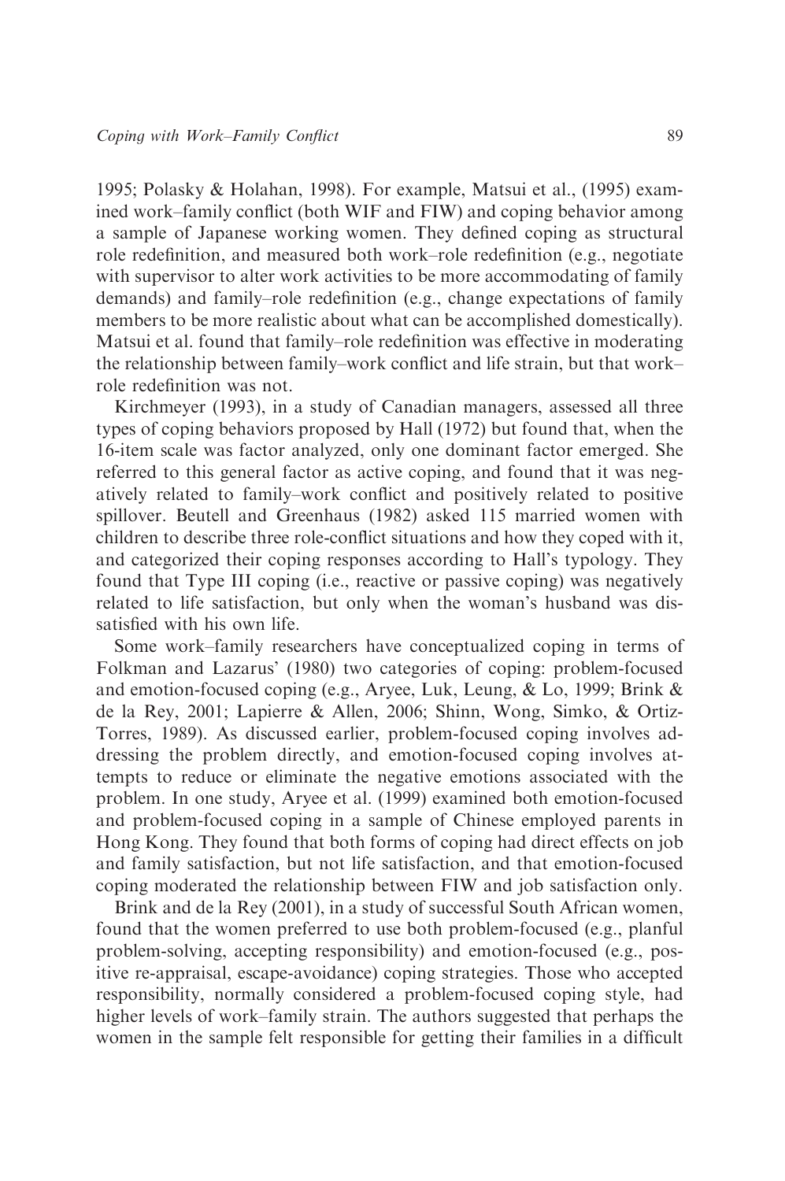1995; Polasky & Holahan, 1998). For example, Matsui et al., (1995) examined work–family conflict (both WIF and FIW) and coping behavior among a sample of Japanese working women. They defined coping as structural role redefinition, and measured both work–role redefinition (e.g., negotiate with supervisor to alter work activities to be more accommodating of family demands) and family–role redefinition (e.g., change expectations of family members to be more realistic about what can be accomplished domestically). Matsui et al. found that family–role redefinition was effective in moderating the relationship between family–work conflict and life strain, but that work–role redefinition was not.

Kirchmeyer (1993), in a study of Canadian managers, assessed all three types of coping behaviors proposed by Hall (1972) but found that, when the 16-item scale was factor analyzed, only one dominant factor emerged. She referred to this general factor as active coping, and found that it was negatively related to family–work conflict and positively related to positive spillover. Beutell and Greenhaus (1982) asked 115 married women with children to describe three role-conflict situations and how they coped with it, and categorized their coping responses according to Hall's typology. They found that Type III coping (i.e., reactive or passive coping) was negatively related to life satisfaction, but only when the woman's husband was dissatisfied with his own life.

Some work–family researchers have conceptualized coping in terms of Folkman and Lazarus' (1980) two categories of coping: problem-focused and emotion-focused coping (e.g., Aryee, Luk, Leung, & Lo, 1999; Brink & de la Rey, 2001; Lapierre & Allen, 2006; Shinn, Wong, Simko, & Ortiz-Torres, 1989). As discussed earlier, problem-focused coping involves addressing the problem directly, and emotion-focused coping involves attempts to reduce or eliminate the negative emotions associated with the problem. In one study, Aryee et al. (1999) examined both emotion-focused and problem-focused coping in a sample of Chinese employed parents in Hong Kong. They found that both forms of coping had direct effects on job and family satisfaction, but not life satisfaction, and that emotion-focused coping moderated the relationship between FIW and job satisfaction only.

Brink and de la Rey (2001), in a study of successful South African women, found that the women preferred to use both problem-focused (e.g., planful problem-solving, accepting responsibility) and emotion-focused (e.g., positive re-appraisal, escape-avoidance) coping strategies. Those who accepted responsibility, normally considered a problem-focused coping style, had higher levels of work–family strain. The authors suggested that perhaps the women in the sample felt responsible for getting their families in a difficult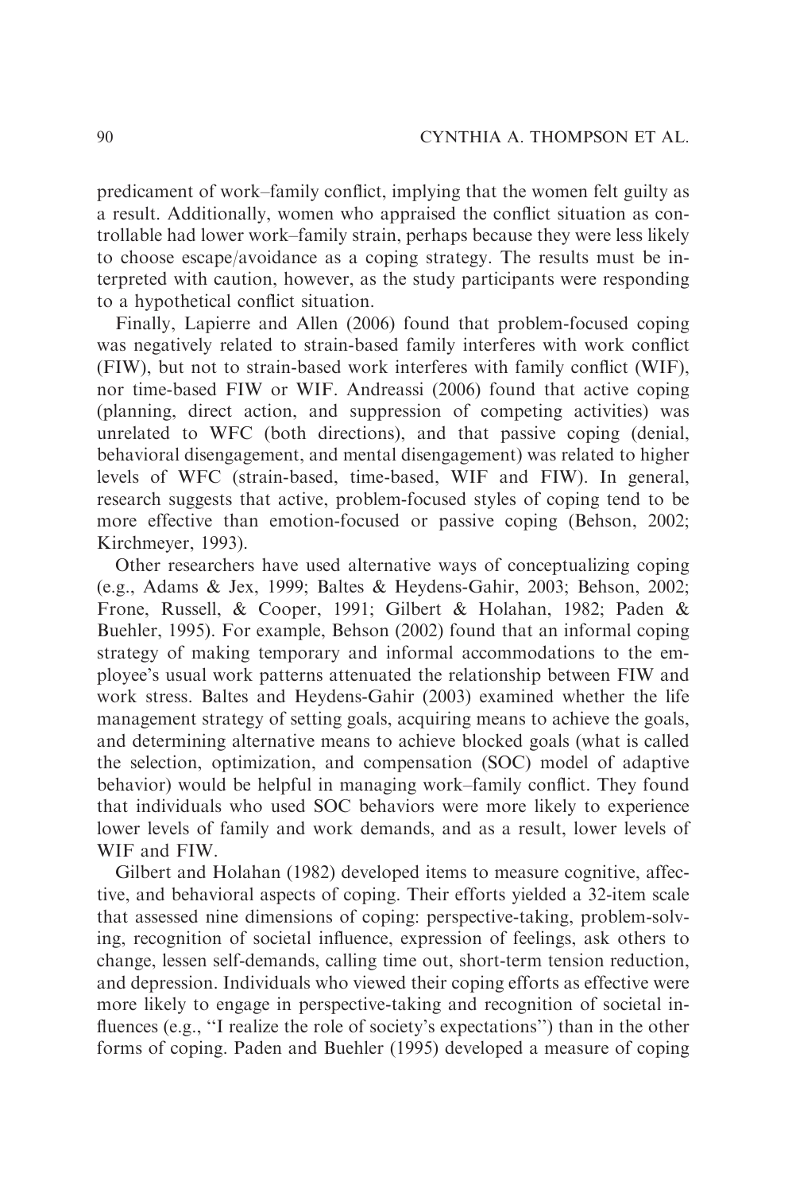predicament of work–family conflict, implying that the women felt guilty as a result. Additionally, women who appraised the conflict situation as controllable had lower work–family strain, perhaps because they were less likely to choose escape/avoidance as a coping strategy. The results must be interpreted with caution, however, as the study participants were responding to a hypothetical conflict situation.

Finally, Lapierre and Allen (2006) found that problem-focused coping was negatively related to strain-based family interferes with work conflict (FIW), but not to strain-based work interferes with family conflict (WIF), nor time-based FIW or WIF. Andreassi (2006) found that active coping (planning, direct action, and suppression of competing activities) was unrelated to WFC (both directions), and that passive coping (denial, behavioral disengagement, and mental disengagement) was related to higher levels of WFC (strain-based, time-based, WIF and FIW). In general, research suggests that active, problem-focused styles of coping tend to be more effective than emotion-focused or passive coping (Behson, 2002; Kirchmeyer, 1993).

Other researchers have used alternative ways of conceptualizing coping (e.g., Adams & Jex, 1999; Baltes & Heydens-Gahir, 2003; Behson, 2002; Frone, Russell, & Cooper, 1991; Gilbert & Holahan, 1982; Paden & Buehler, 1995). For example, Behson (2002) found that an informal coping strategy of making temporary and informal accommodations to the employee's usual work patterns attenuated the relationship between FIW and work stress. Baltes and Heydens-Gahir (2003) examined whether the life management strategy of setting goals, acquiring means to achieve the goals, and determining alternative means to achieve blocked goals (what is called the selection, optimization, and compensation (SOC) model of adaptive behavior) would be helpful in managing work–family conflict. They found that individuals who used SOC behaviors were more likely to experience lower levels of family and work demands, and as a result, lower levels of WIF and FIW.

Gilbert and Holahan (1982) developed items to measure cognitive, affective, and behavioral aspects of coping. Their efforts yielded a 32-item scale that assessed nine dimensions of coping: perspective-taking, problem-solving, recognition of societal influence, expression of feelings, ask others to change, lessen self-demands, calling time out, short-term tension reduction, and depression. Individuals who viewed their coping efforts as effective were more likely to engage in perspective-taking and recognition of societal influences (e.g., "I realize the role of society's expectations") than in the other forms of coping. Paden and Buehler (1995) developed a measure of coping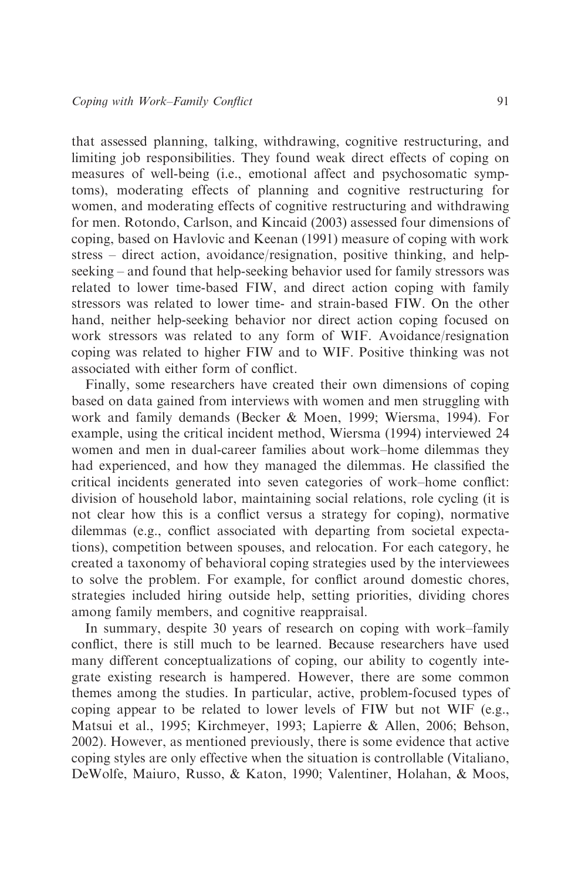that assessed planning, talking, withdrawing, cognitive restructuring, and limiting job responsibilities. They found weak direct effects of coping on measures of well-being (i.e., emotional affect and psychosomatic symptoms), moderating effects of planning and cognitive restructuring for women, and moderating effects of cognitive restructuring and withdrawing for men. Rotondo, Carlson, and Kincaid (2003) assessed four dimensions of coping, based on Havlovic and Keenan (1991) measure of coping with work stress – direct action, avoidance/resignation, positive thinking, and help-seeking – and found that help-seeking behavior used for family stressors was related to lower time-based FIW, and direct action coping with family stressors was related to lower time- and strain-based FIW. On the other hand, neither help-seeking behavior nor direct action coping focused on work stressors was related to any form of WIF. Avoidance/resignation coping was related to higher FIW and to WIF. Positive thinking was not associated with either form of conflict.

Finally, some researchers have created their own dimensions of coping based on data gained from interviews with women and men struggling with work and family demands (Becker & Moen, 1999; Wiersma, 1994). For example, using the critical incident method, Wiersma (1994) interviewed 24 women and men in dual-career families about work–home dilemmas they had experienced, and how they managed the dilemmas. He classified the critical incidents generated into seven categories of work–home conflict: division of household labor, maintaining social relations, role cycling (it is not clear how this is a conflict versus a strategy for coping), normative dilemmas (e.g., conflict associated with departing from societal expectations), competition between spouses, and relocation. For each category, he created a taxonomy of behavioral coping strategies used by the interviewees to solve the problem. For example, for conflict around domestic chores, strategies included hiring outside help, setting priorities, dividing chores among family members, and cognitive reappraisal.

In summary, despite 30 years of research on coping with work–family conflict, there is still much to be learned. Because researchers have used many different conceptualizations of coping, our ability to cogently integrate existing research is hampered. However, there are some common themes among the studies. In particular, active, problem-focused types of coping appear to be related to lower levels of FIW but not WIF (e.g., Matsui et al., 1995; Kirchmeyer, 1993; Lapierre & Allen, 2006; Behson, 2002). However, as mentioned previously, there is some evidence that active coping styles are only effective when the situation is controllable (Vitaliano, DeWolfe, Maiuro, Russo, & Katon, 1990; Valentiner, Holahan, & Moos,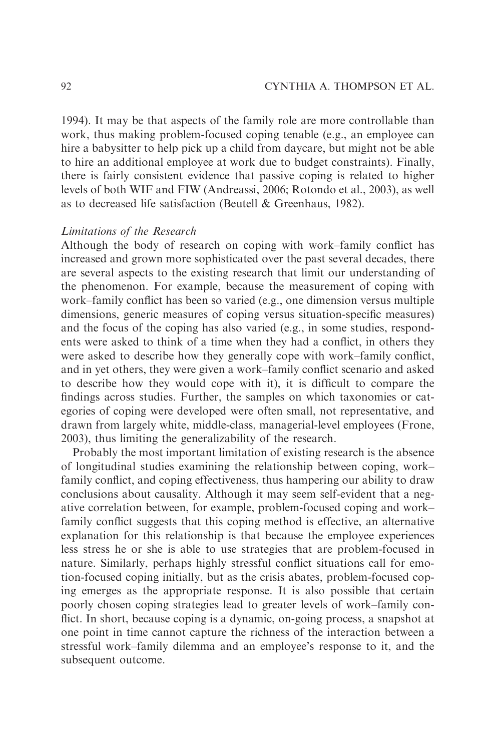1994). It may be that aspects of the family role are more controllable than work, thus making problem-focused coping tenable (e.g., an employee can hire a babysitter to help pick up a child from daycare, but might not be able to hire an additional employee at work due to budget constraints). Finally, there is fairly consistent evidence that passive coping is related to higher levels of both WIF and FIW (Andreassi, 2006; Rotondo et al., 2003), as well as to decreased life satisfaction (Beutell & Greenhaus, 1982).

### *Limitations of the Research*

Although the body of research on coping with work–family conflict has increased and grown more sophisticated over the past several decades, there are several aspects to the existing research that limit our understanding of the phenomenon. For example, because the measurement of coping with work–family conflict has been so varied (e.g., one dimension versus multiple dimensions, generic measures of coping versus situation-specific measures) and the focus of the coping has also varied (e.g., in some studies, respondents were asked to think of a time when they had a conflict, in others they were asked to describe how they generally cope with work–family conflict, and in yet others, they were given a work–family conflict scenario and asked to describe how they would cope with it), it is difficult to compare the findings across studies. Further, the samples on which taxonomies or categories of coping were developed were often small, not representative, and drawn from largely white, middle-class, managerial-level employees (Frone, 2003), thus limiting the generalizability of the research.

Probably the most important limitation of existing research is the absence of longitudinal studies examining the relationship between coping, work–family conflict, and coping effectiveness, thus hampering our ability to draw conclusions about causality. Although it may seem self-evident that a negative correlation between, for example, problem-focused coping and work–family conflict suggests that this coping method is effective, an alternative explanation for this relationship is that because the employee experiences less stress he or she is able to use strategies that are problem-focused in nature. Similarly, perhaps highly stressful conflict situations call for emotion-focused coping initially, but as the crisis abates, problem-focused coping emerges as the appropriate response. It is also possible that certain poorly chosen coping strategies lead to greater levels of work–family conflict. In short, because coping is a dynamic, on-going process, a snapshot at one point in time cannot capture the richness of the interaction between a stressful work–family dilemma and an employee's response to it, and the subsequent outcome.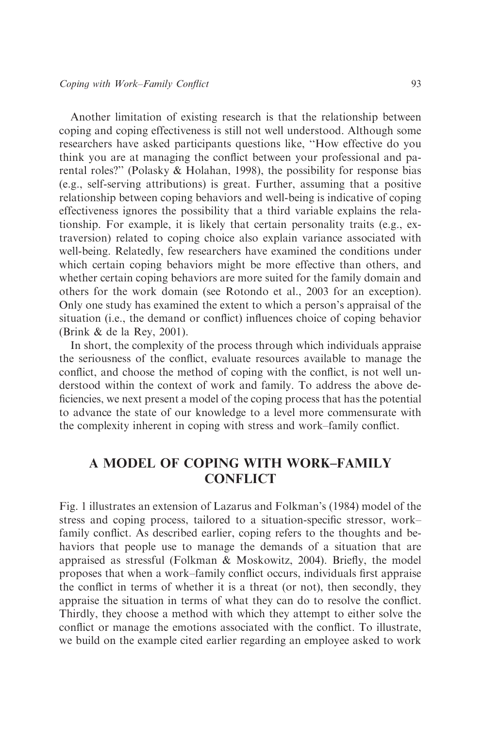Another limitation of existing research is that the relationship between coping and coping effectiveness is still not well understood. Although some researchers have asked participants questions like, "How effective do you think you are at managing the conflict between your professional and parental roles?" (Polasky & Holahan, 1998), the possibility for response bias (e.g., self-serving attributions) is great. Further, assuming that a positive relationship between coping behaviors and well-being is indicative of coping effectiveness ignores the possibility that a third variable explains the relationship. For example, it is likely that certain personality traits (e.g., extraversion) related to coping choice also explain variance associated with well-being. Relatedly, few researchers have examined the conditions under which certain coping behaviors might be more effective than others, and whether certain coping behaviors are more suited for the family domain and others for the work domain (see Rotondo et al., 2003 for an exception). Only one study has examined the extent to which a person's appraisal of the situation (i.e., the demand or conflict) influences choice of coping behavior (Brink & de la Rey, 2001).

In short, the complexity of the process through which individuals appraise the seriousness of the conflict, evaluate resources available to manage the conflict, and choose the method of coping with the conflict, is not well understood within the context of work and family. To address the above deficiencies, we next present a model of the coping process that has the potential to advance the state of our knowledge to a level more commensurate with the complexity inherent in coping with stress and work–family conflict.

## A MODEL OF COPING WITH WORK–FAMILY CONFLICT

Fig. 1 illustrates an extension of Lazarus and Folkman's (1984) model of the stress and coping process, tailored to a situation-specific stressor, work–family conflict. As described earlier, coping refers to the thoughts and behaviors that people use to manage the demands of a situation that are appraised as stressful (Folkman & Moskowitz, 2004). Briefly, the model proposes that when a work–family conflict occurs, individuals first appraise the conflict in terms of whether it is a threat (or not), then secondly, they appraise the situation in terms of what they can do to resolve the conflict. Thirdly, they choose a method with which they attempt to either solve the conflict or manage the emotions associated with the conflict. To illustrate, we build on the example cited earlier regarding an employee asked to work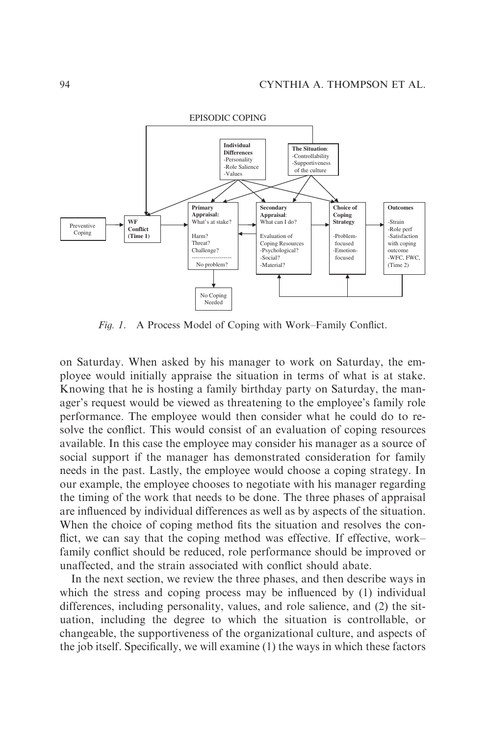EPISODIC COPING

Individual Differences
-Personality
-Role Salience
-Values

The Situation:
-Controllability
-Supportiveness of the culture

Preventive Coping

WF Conflict (Time 1)

Primary Appraisal:
What's at stake?
Harm?
Threat?
Challenge?
No problem?

No Coping Needed

Secondary Appraisal:
What can I do?
Evaluation of Coping Resources
-Psychological?
-Social?
-Material?

Choice of Coping Strategy
-Problem-focused
-Emotion-focused

Outcomes
-Strain
-Role perf
-Satisfaction with coping outcome
-WFC, FWC, (Time 2)

*Fig. 1.* A Process Model of Coping with Work–Family Conflict.

on Saturday. When asked by his manager to work on Saturday, the employee would initially appraise the situation in terms of what is at stake. Knowing that he is hosting a family birthday party on Saturday, the manager's request would be viewed as threatening to the employee's family role performance. The employee would then consider what he could do to resolve the conflict. This would consist of an evaluation of coping resources available. In this case the employee may consider his manager as a source of social support if the manager has demonstrated consideration for family needs in the past. Lastly, the employee would choose a coping strategy. In our example, the employee chooses to negotiate with his manager regarding the timing of the work that needs to be done. The three phases of appraisal are influenced by individual differences as well as by aspects of the situation. When the choice of coping method fits the situation and resolves the conflict, we can say that the coping method was effective. If effective, work–family conflict should be reduced, role performance should be improved or unaffected, and the strain associated with conflict should abate.

In the next section, we review the three phases, and then describe ways in which the stress and coping process may be influenced by (1) individual differences, including personality, values, and role salience, and (2) the situation, including the degree to which the situation is controllable, or changeable, the supportiveness of the organizational culture, and aspects of the job itself. Specifically, we will examine (1) the ways in which these factors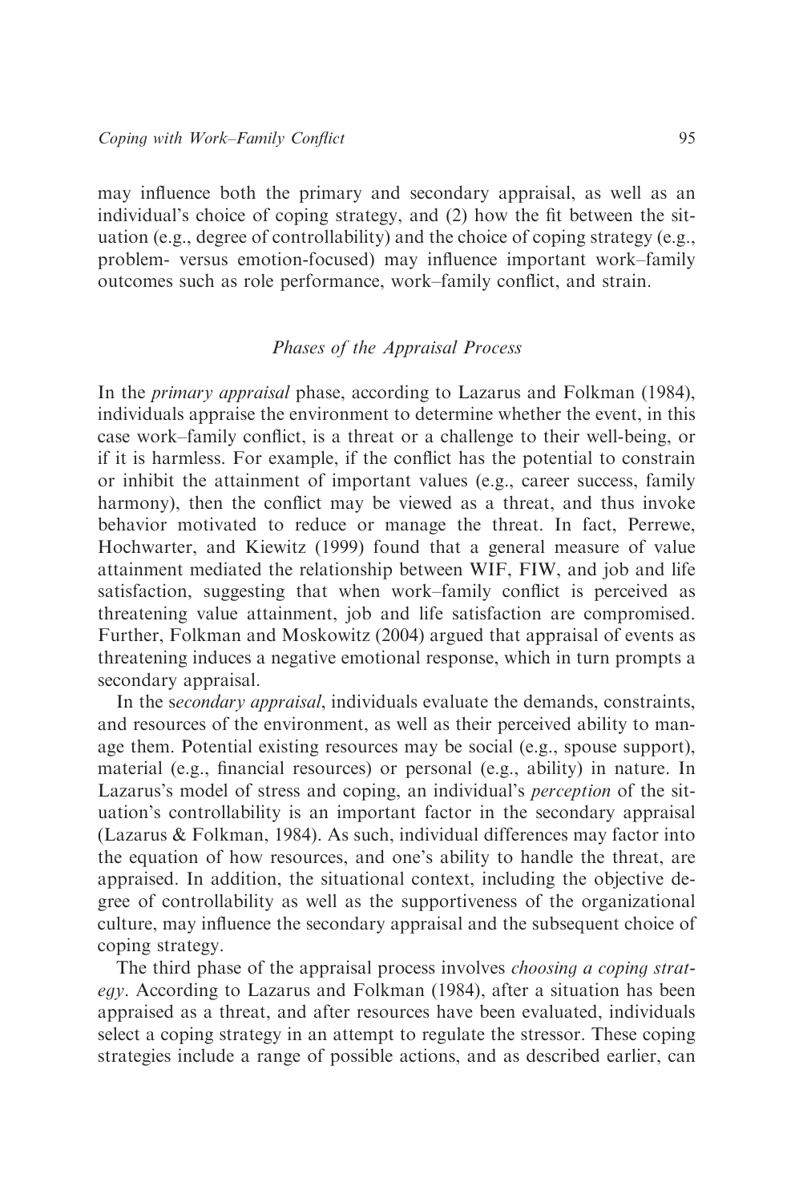may influence both the primary and secondary appraisal, as well as an individual's choice of coping strategy, and (2) how the fit between the situation (e.g., degree of controllability) and the choice of coping strategy (e.g., problem- versus emotion-focused) may influence important work–family outcomes such as role performance, work–family conflict, and strain.

### *Phases of the Appraisal Process*

In the *primary appraisal* phase, according to Lazarus and Folkman (1984), individuals appraise the environment to determine whether the event, in this case work–family conflict, is a threat or a challenge to their well-being, or if it is harmless. For example, if the conflict has the potential to constrain or inhibit the attainment of important values (e.g., career success, family harmony), then the conflict may be viewed as a threat, and thus invoke behavior motivated to reduce or manage the threat. In fact, Perrewe, Hochwarter, and Kiewitz (1999) found that a general measure of value attainment mediated the relationship between WIF, FIW, and job and life satisfaction, suggesting that when work–family conflict is perceived as threatening value attainment, job and life satisfaction are compromised. Further, Folkman and Moskowitz (2004) argued that appraisal of events as threatening induces a negative emotional response, which in turn prompts a secondary appraisal.

In the *secondary appraisal*, individuals evaluate the demands, constraints, and resources of the environment, as well as their perceived ability to manage them. Potential existing resources may be social (e.g., spouse support), material (e.g., financial resources) or personal (e.g., ability) in nature. In Lazarus's model of stress and coping, an individual's *perception* of the situation's controllability is an important factor in the secondary appraisal (Lazarus & Folkman, 1984). As such, individual differences may factor into the equation of how resources, and one's ability to handle the threat, are appraised. In addition, the situational context, including the objective degree of controllability as well as the supportiveness of the organizational culture, may influence the secondary appraisal and the subsequent choice of coping strategy.

The third phase of the appraisal process involves *choosing a coping strategy*. According to Lazarus and Folkman (1984), after a situation has been appraised as a threat, and after resources have been evaluated, individuals select a coping strategy in an attempt to regulate the stressor. These coping strategies include a range of possible actions, and as described earlier, can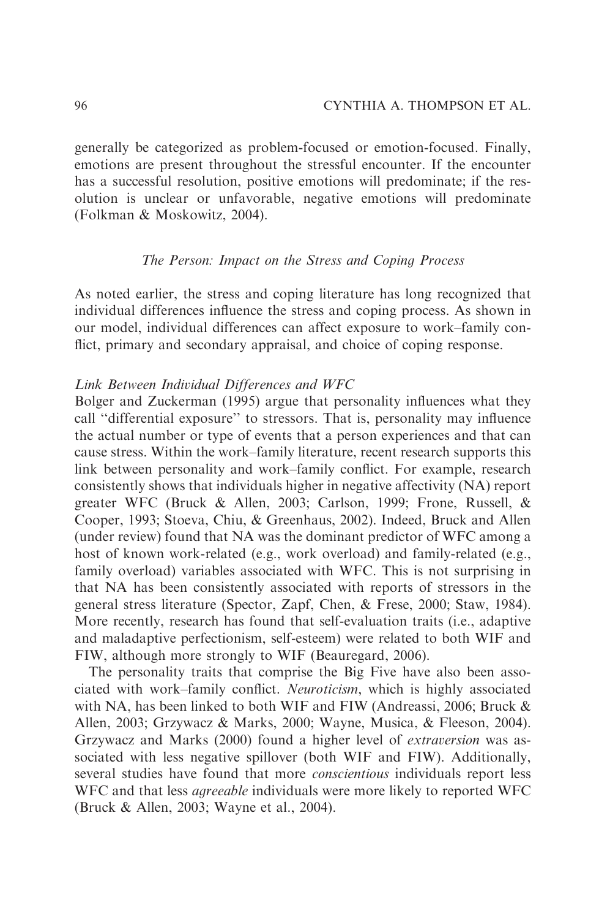generally be categorized as problem-focused or emotion-focused. Finally, emotions are present throughout the stressful encounter. If the encounter has a successful resolution, positive emotions will predominate; if the resolution is unclear or unfavorable, negative emotions will predominate (Folkman & Moskowitz, 2004).

### *The Person: Impact on the Stress and Coping Process*

As noted earlier, the stress and coping literature has long recognized that individual differences influence the stress and coping process. As shown in our model, individual differences can affect exposure to work–family conflict, primary and secondary appraisal, and choice of coping response.

#### *Link Between Individual Differences and WFC*

Bolger and Zuckerman (1995) argue that personality influences what they call "differential exposure" to stressors. That is, personality may influence the actual number or type of events that a person experiences and that can cause stress. Within the work–family literature, recent research supports this link between personality and work–family conflict. For example, research consistently shows that individuals higher in negative affectivity (NA) report greater WFC (Bruck & Allen, 2003; Carlson, 1999; Frone, Russell, & Cooper, 1993; Stoeva, Chiu, & Greenhaus, 2002). Indeed, Bruck and Allen (under review) found that NA was the dominant predictor of WFC among a host of known work-related (e.g., work overload) and family-related (e.g., family overload) variables associated with WFC. This is not surprising in that NA has been consistently associated with reports of stressors in the general stress literature (Spector, Zapf, Chen, & Frese, 2000; Staw, 1984). More recently, research has found that self-evaluation traits (i.e., adaptive and maladaptive perfectionism, self-esteem) were related to both WIF and FIW, although more strongly to WIF (Beauregard, 2006).

The personality traits that comprise the Big Five have also been associated with work–family conflict. *Neuroticism*, which is highly associated with NA, has been linked to both WIF and FIW (Andreassi, 2006; Bruck & Allen, 2003; Grzywacz & Marks, 2000; Wayne, Musica, & Fleeson, 2004). Grzywacz and Marks (2000) found a higher level of *extraversion* was associated with less negative spillover (both WIF and FIW). Additionally, several studies have found that more *conscientious* individuals report less WFC and that less *agreeable* individuals were more likely to reported WFC (Bruck & Allen, 2003; Wayne et al., 2004).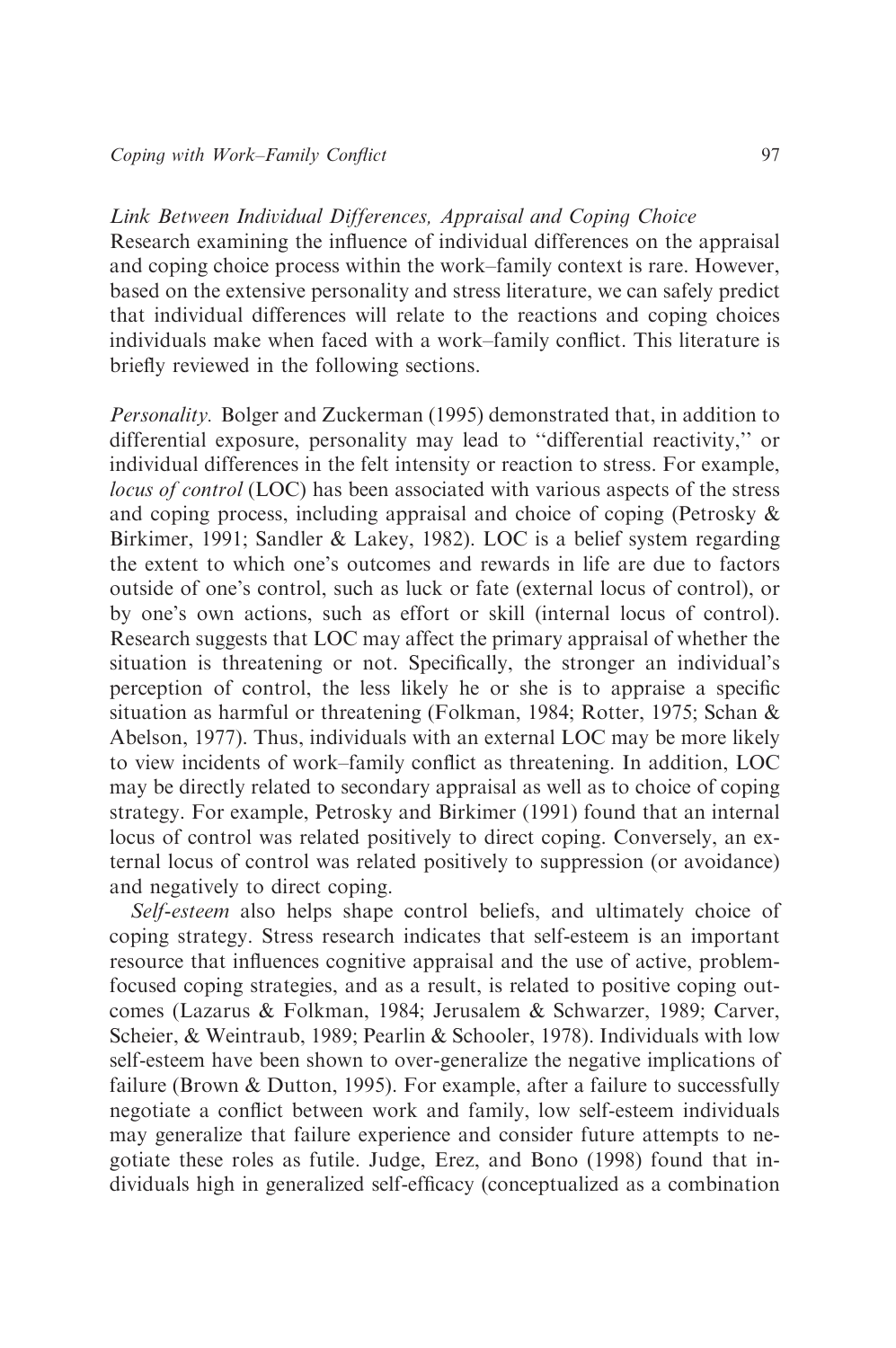*Link Between Individual Differences, Appraisal and Coping Choice*

Research examining the influence of individual differences on the appraisal and coping choice process within the work–family context is rare. However, based on the extensive personality and stress literature, we can safely predict that individual differences will relate to the reactions and coping choices individuals make when faced with a work–family conflict. This literature is briefly reviewed in the following sections.

*Personality.* Bolger and Zuckerman (1995) demonstrated that, in addition to differential exposure, personality may lead to "differential reactivity," or individual differences in the felt intensity or reaction to stress. For example, *locus of control* (LOC) has been associated with various aspects of the stress and coping process, including appraisal and choice of coping (Petrosky & Birkimer, 1991; Sandler & Lakey, 1982). LOC is a belief system regarding the extent to which one's outcomes and rewards in life are due to factors outside of one's control, such as luck or fate (external locus of control), or by one's own actions, such as effort or skill (internal locus of control). Research suggests that LOC may affect the primary appraisal of whether the situation is threatening or not. Specifically, the stronger an individual's perception of control, the less likely he or she is to appraise a specific situation as harmful or threatening (Folkman, 1984; Rotter, 1975; Schan & Abelson, 1977). Thus, individuals with an external LOC may be more likely to view incidents of work–family conflict as threatening. In addition, LOC may be directly related to secondary appraisal as well as to choice of coping strategy. For example, Petrosky and Birkimer (1991) found that an internal locus of control was related positively to direct coping. Conversely, an external locus of control was related positively to suppression (or avoidance) and negatively to direct coping.

*Self-esteem* also helps shape control beliefs, and ultimately choice of coping strategy. Stress research indicates that self-esteem is an important resource that influences cognitive appraisal and the use of active, problem-focused coping strategies, and as a result, is related to positive coping outcomes (Lazarus & Folkman, 1984; Jerusalem & Schwarzer, 1989; Carver, Scheier, & Weintraub, 1989; Pearlin & Schooler, 1978). Individuals with low self-esteem have been shown to over-generalize the negative implications of failure (Brown & Dutton, 1995). For example, after a failure to successfully negotiate a conflict between work and family, low self-esteem individuals may generalize that failure experience and consider future attempts to negotiate these roles as futile. Judge, Erez, and Bono (1998) found that individuals high in generalized self-efficacy (conceptualized as a combination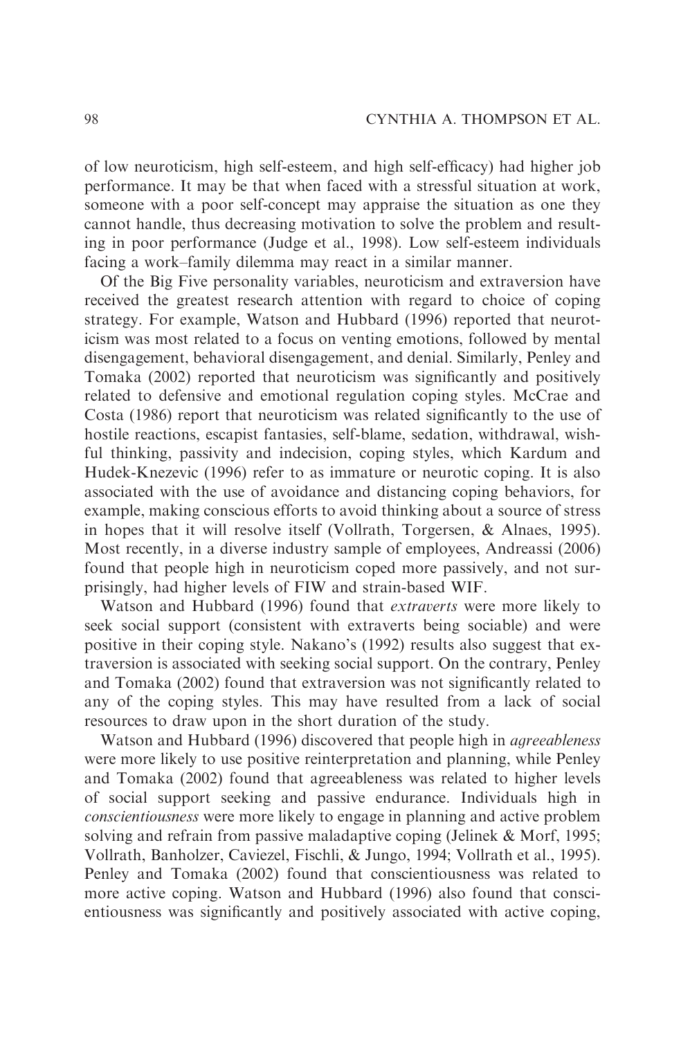of low neuroticism, high self-esteem, and high self-efficacy) had higher job performance. It may be that when faced with a stressful situation at work, someone with a poor self-concept may appraise the situation as one they cannot handle, thus decreasing motivation to solve the problem and resulting in poor performance (Judge et al., 1998). Low self-esteem individuals facing a work–family dilemma may react in a similar manner.

Of the Big Five personality variables, neuroticism and extraversion have received the greatest research attention with regard to choice of coping strategy. For example, Watson and Hubbard (1996) reported that neuroticism was most related to a focus on venting emotions, followed by mental disengagement, behavioral disengagement, and denial. Similarly, Penley and Tomaka (2002) reported that neuroticism was significantly and positively related to defensive and emotional regulation coping styles. McCrae and Costa (1986) report that neuroticism was related significantly to the use of hostile reactions, escapist fantasies, self-blame, sedation, withdrawal, wishful thinking, passivity and indecision, coping styles, which Kardum and Hudek-Knezevic (1996) refer to as immature or neurotic coping. It is also associated with the use of avoidance and distancing coping behaviors, for example, making conscious efforts to avoid thinking about a source of stress in hopes that it will resolve itself (Vollrath, Torgersen, & Alnaes, 1995). Most recently, in a diverse industry sample of employees, Andreassi (2006) found that people high in neuroticism coped more passively, and not surprisingly, had higher levels of FIW and strain-based WIF.

Watson and Hubbard (1996) found that *extraverts* were more likely to seek social support (consistent with extraverts being sociable) and were positive in their coping style. Nakano's (1992) results also suggest that extraversion is associated with seeking social support. On the contrary, Penley and Tomaka (2002) found that extraversion was not significantly related to any of the coping styles. This may have resulted from a lack of social resources to draw upon in the short duration of the study.

Watson and Hubbard (1996) discovered that people high in *agreeableness* were more likely to use positive reinterpretation and planning, while Penley and Tomaka (2002) found that agreeableness was related to higher levels of social support seeking and passive endurance. Individuals high in *conscientiousness* were more likely to engage in planning and active problem solving and refrain from passive maladaptive coping (Jelinek & Morf, 1995; Vollrath, Banholzer, Caviezel, Fischli, & Jungo, 1994; Vollrath et al., 1995). Penley and Tomaka (2002) found that conscientiousness was related to more active coping. Watson and Hubbard (1996) also found that conscientiousness was significantly and positively associated with active coping,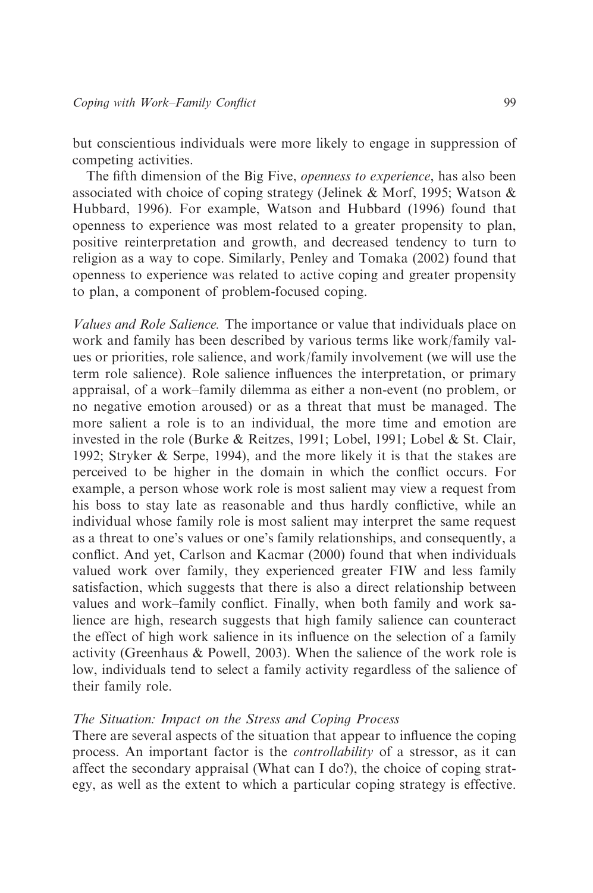but conscientious individuals were more likely to engage in suppression of competing activities.

The fifth dimension of the Big Five, *openness to experience*, has also been associated with choice of coping strategy (Jelinek & Morf, 1995; Watson & Hubbard, 1996). For example, Watson and Hubbard (1996) found that openness to experience was most related to a greater propensity to plan, positive reinterpretation and growth, and decreased tendency to turn to religion as a way to cope. Similarly, Penley and Tomaka (2002) found that openness to experience was related to active coping and greater propensity to plan, a component of problem-focused coping.

*Values and Role Salience.* The importance or value that individuals place on work and family has been described by various terms like work/family values or priorities, role salience, and work/family involvement (we will use the term role salience). Role salience influences the interpretation, or primary appraisal, of a work–family dilemma as either a non-event (no problem, or no negative emotion aroused) or as a threat that must be managed. The more salient a role is to an individual, the more time and emotion are invested in the role (Burke & Reitzes, 1991; Lobel, 1991; Lobel & St. Clair, 1992; Stryker & Serpe, 1994), and the more likely it is that the stakes are perceived to be higher in the domain in which the conflict occurs. For example, a person whose work role is most salient may view a request from his boss to stay late as reasonable and thus hardly conflictive, while an individual whose family role is most salient may interpret the same request as a threat to one's values or one's family relationships, and consequently, a conflict. And yet, Carlson and Kacmar (2000) found that when individuals valued work over family, they experienced greater FIW and less family satisfaction, which suggests that there is also a direct relationship between values and work–family conflict. Finally, when both family and work salience are high, research suggests that high family salience can counteract the effect of high work salience in its influence on the selection of a family activity (Greenhaus & Powell, 2003). When the salience of the work role is low, individuals tend to select a family activity regardless of the salience of their family role.

### *The Situation: Impact on the Stress and Coping Process*

There are several aspects of the situation that appear to influence the coping process. An important factor is the *controllability* of a stressor, as it can affect the secondary appraisal (What can I do?), the choice of coping strategy, as well as the extent to which a particular coping strategy is effective.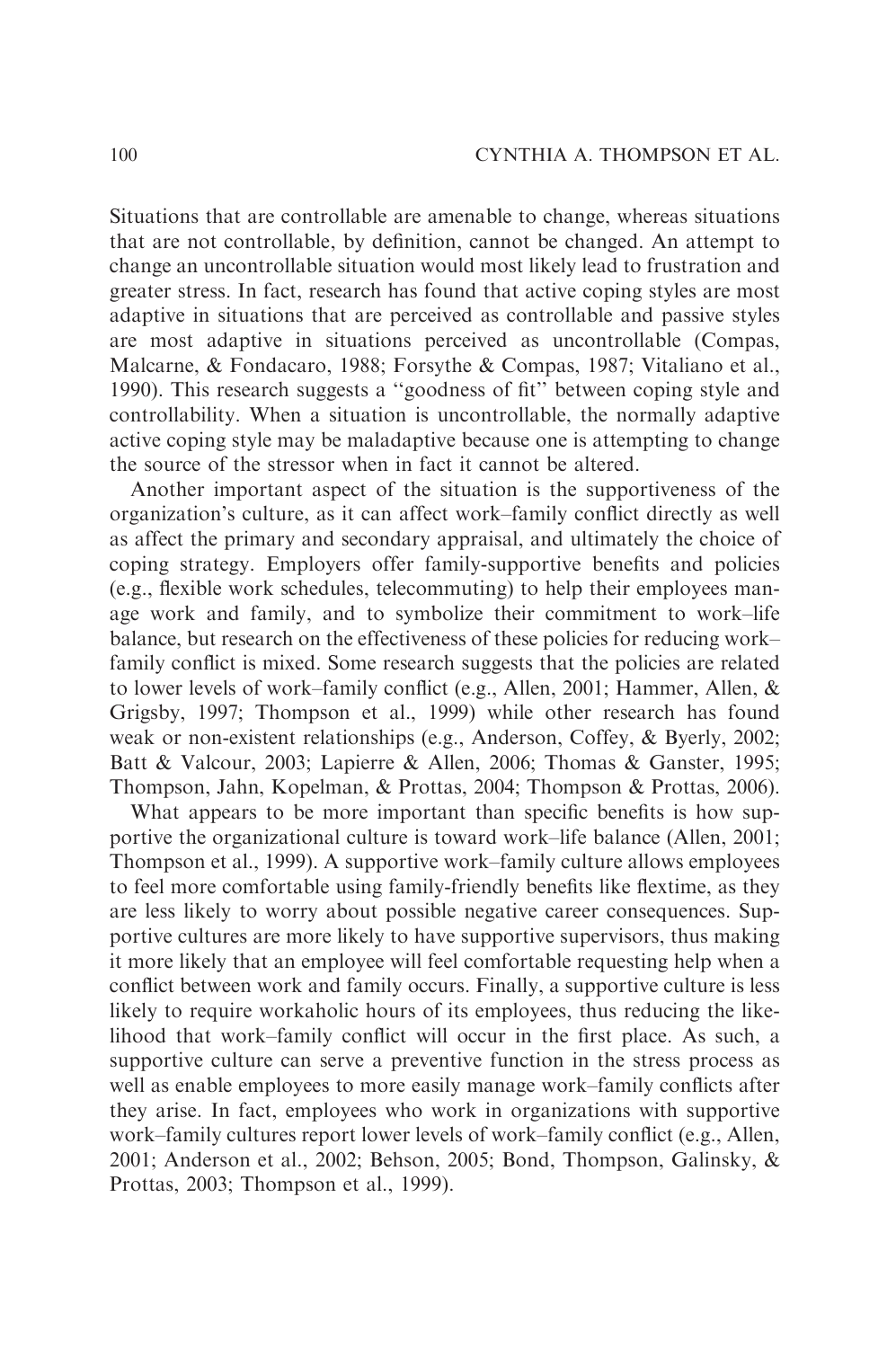Situations that are controllable are amenable to change, whereas situations that are not controllable, by definition, cannot be changed. An attempt to change an uncontrollable situation would most likely lead to frustration and greater stress. In fact, research has found that active coping styles are most adaptive in situations that are perceived as controllable and passive styles are most adaptive in situations perceived as uncontrollable (Compas, Malcarne, & Fondacaro, 1988; Forsythe & Compas, 1987; Vitaliano et al., 1990). This research suggests a ''goodness of fit'' between coping style and controllability. When a situation is uncontrollable, the normally adaptive active coping style may be maladaptive because one is attempting to change the source of the stressor when in fact it cannot be altered.

Another important aspect of the situation is the supportiveness of the organization's culture, as it can affect work–family conflict directly as well as affect the primary and secondary appraisal, and ultimately the choice of coping strategy. Employers offer family-supportive benefits and policies (e.g., flexible work schedules, telecommuting) to help their employees manage work and family, and to symbolize their commitment to work–life balance, but research on the effectiveness of these policies for reducing work–family conflict is mixed. Some research suggests that the policies are related to lower levels of work–family conflict (e.g., Allen, 2001; Hammer, Allen, & Grigsby, 1997; Thompson et al., 1999) while other research has found weak or non-existent relationships (e.g., Anderson, Coffey, & Byerly, 2002; Batt & Valcour, 2003; Lapierre & Allen, 2006; Thomas & Ganster, 1995; Thompson, Jahn, Kopelman, & Prottas, 2004; Thompson & Prottas, 2006).

What appears to be more important than specific benefits is how supportive the organizational culture is toward work–life balance (Allen, 2001; Thompson et al., 1999). A supportive work–family culture allows employees to feel more comfortable using family-friendly benefits like flextime, as they are less likely to worry about possible negative career consequences. Supportive cultures are more likely to have supportive supervisors, thus making it more likely that an employee will feel comfortable requesting help when a conflict between work and family occurs. Finally, a supportive culture is less likely to require workaholic hours of its employees, thus reducing the likelihood that work–family conflict will occur in the first place. As such, a supportive culture can serve a preventive function in the stress process as well as enable employees to more easily manage work–family conflicts after they arise. In fact, employees who work in organizations with supportive work–family cultures report lower levels of work–family conflict (e.g., Allen, 2001; Anderson et al., 2002; Behson, 2005; Bond, Thompson, Galinsky, & Prottas, 2003; Thompson et al., 1999).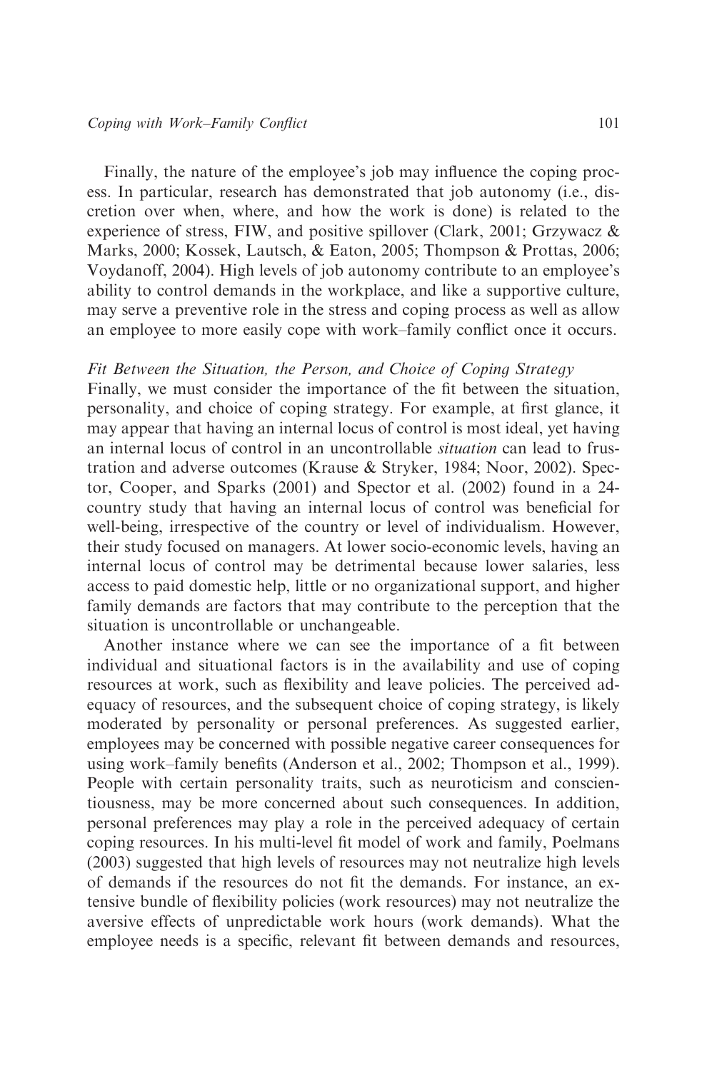Finally, the nature of the employee's job may influence the coping process. In particular, research has demonstrated that job autonomy (i.e., discretion over when, where, and how the work is done) is related to the experience of stress, FIW, and positive spillover (Clark, 2001; Grzywacz & Marks, 2000; Kossek, Lautsch, & Eaton, 2005; Thompson & Prottas, 2006; Voydanoff, 2004). High levels of job autonomy contribute to an employee's ability to control demands in the workplace, and like a supportive culture, may serve a preventive role in the stress and coping process as well as allow an employee to more easily cope with work–family conflict once it occurs.

*Fit Between the Situation, the Person, and Choice of Coping Strategy*

Finally, we must consider the importance of the fit between the situation, personality, and choice of coping strategy. For example, at first glance, it may appear that having an internal locus of control is most ideal, yet having an internal locus of control in an uncontrollable *situation* can lead to frustration and adverse outcomes (Krause & Stryker, 1984; Noor, 2002). Spector, Cooper, and Sparks (2001) and Spector et al. (2002) found in a 24-country study that having an internal locus of control was beneficial for well-being, irrespective of the country or level of individualism. However, their study focused on managers. At lower socio-economic levels, having an internal locus of control may be detrimental because lower salaries, less access to paid domestic help, little or no organizational support, and higher family demands are factors that may contribute to the perception that the situation is uncontrollable or unchangeable.

Another instance where we can see the importance of a fit between individual and situational factors is in the availability and use of coping resources at work, such as flexibility and leave policies. The perceived adequacy of resources, and the subsequent choice of coping strategy, is likely moderated by personality or personal preferences. As suggested earlier, employees may be concerned with possible negative career consequences for using work–family benefits (Anderson et al., 2002; Thompson et al., 1999). People with certain personality traits, such as neuroticism and conscientiousness, may be more concerned about such consequences. In addition, personal preferences may play a role in the perceived adequacy of certain coping resources. In his multi-level fit model of work and family, Poelmans (2003) suggested that high levels of resources may not neutralize high levels of demands if the resources do not fit the demands. For instance, an extensive bundle of flexibility policies (work resources) may not neutralize the aversive effects of unpredictable work hours (work demands). What the employee needs is a specific, relevant fit between demands and resources,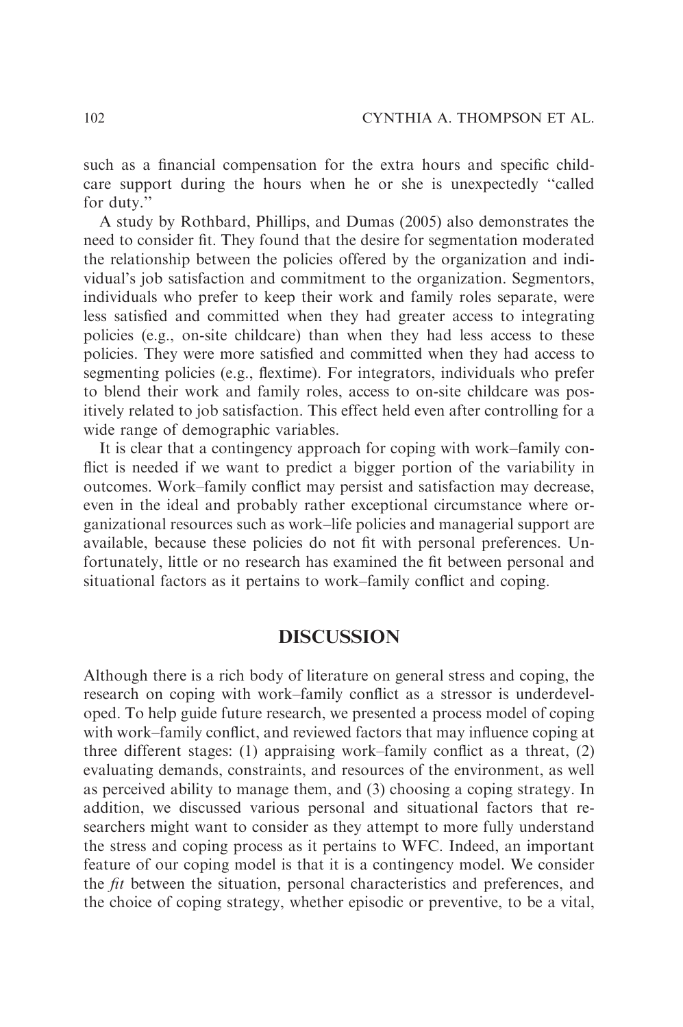such as a financial compensation for the extra hours and specific childcare support during the hours when he or she is unexpectedly "called for duty."

A study by Rothbard, Phillips, and Dumas (2005) also demonstrates the need to consider fit. They found that the desire for segmentation moderated the relationship between the policies offered by the organization and individual's job satisfaction and commitment to the organization. Segmentors, individuals who prefer to keep their work and family roles separate, were less satisfied and committed when they had greater access to integrating policies (e.g., on-site childcare) than when they had less access to these policies. They were more satisfied and committed when they had access to segmenting policies (e.g., flextime). For integrators, individuals who prefer to blend their work and family roles, access to on-site childcare was positively related to job satisfaction. This effect held even after controlling for a wide range of demographic variables.

It is clear that a contingency approach for coping with work–family conflict is needed if we want to predict a bigger portion of the variability in outcomes. Work–family conflict may persist and satisfaction may decrease, even in the ideal and probably rather exceptional circumstance where organizational resources such as work–life policies and managerial support are available, because these policies do not fit with personal preferences. Unfortunately, little or no research has examined the fit between personal and situational factors as it pertains to work–family conflict and coping.

## DISCUSSION

Although there is a rich body of literature on general stress and coping, the research on coping with work–family conflict as a stressor is underdeveloped. To help guide future research, we presented a process model of coping with work–family conflict, and reviewed factors that may influence coping at three different stages: (1) appraising work–family conflict as a threat, (2) evaluating demands, constraints, and resources of the environment, as well as perceived ability to manage them, and (3) choosing a coping strategy. In addition, we discussed various personal and situational factors that researchers might want to consider as they attempt to more fully understand the stress and coping process as it pertains to WFC. Indeed, an important feature of our coping model is that it is a contingency model. We consider the *fit* between the situation, personal characteristics and preferences, and the choice of coping strategy, whether episodic or preventive, to be a vital,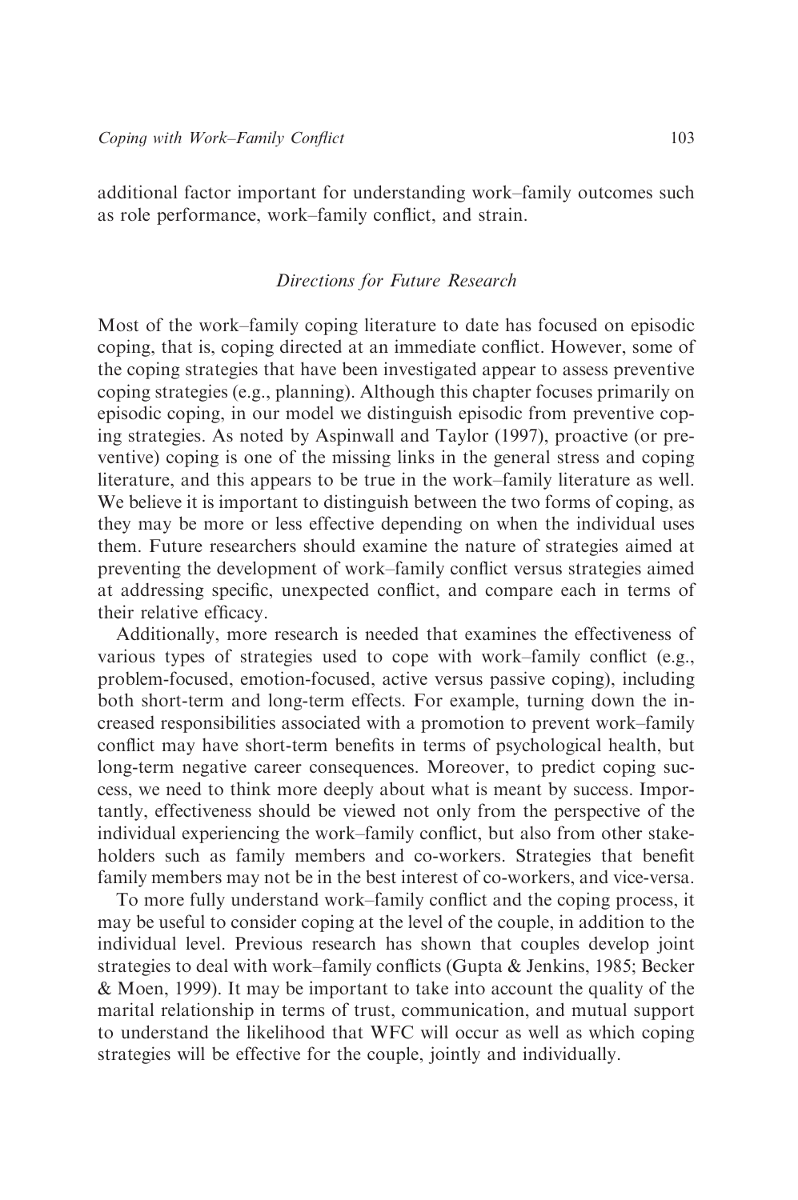additional factor important for understanding work–family outcomes such as role performance, work–family conflict, and strain.

## *Directions for Future Research*

Most of the work–family coping literature to date has focused on episodic coping, that is, coping directed at an immediate conflict. However, some of the coping strategies that have been investigated appear to assess preventive coping strategies (e.g., planning). Although this chapter focuses primarily on episodic coping, in our model we distinguish episodic from preventive coping strategies. As noted by Aspinwall and Taylor (1997), proactive (or preventive) coping is one of the missing links in the general stress and coping literature, and this appears to be true in the work–family literature as well. We believe it is important to distinguish between the two forms of coping, as they may be more or less effective depending on when the individual uses them. Future researchers should examine the nature of strategies aimed at preventing the development of work–family conflict versus strategies aimed at addressing specific, unexpected conflict, and compare each in terms of their relative efficacy.

Additionally, more research is needed that examines the effectiveness of various types of strategies used to cope with work–family conflict (e.g., problem-focused, emotion-focused, active versus passive coping), including both short-term and long-term effects. For example, turning down the increased responsibilities associated with a promotion to prevent work–family conflict may have short-term benefits in terms of psychological health, but long-term negative career consequences. Moreover, to predict coping success, we need to think more deeply about what is meant by success. Importantly, effectiveness should be viewed not only from the perspective of the individual experiencing the work–family conflict, but also from other stakeholders such as family members and co-workers. Strategies that benefit family members may not be in the best interest of co-workers, and vice-versa.

To more fully understand work–family conflict and the coping process, it may be useful to consider coping at the level of the couple, in addition to the individual level. Previous research has shown that couples develop joint strategies to deal with work–family conflicts (Gupta & Jenkins, 1985; Becker & Moen, 1999). It may be important to take into account the quality of the marital relationship in terms of trust, communication, and mutual support to understand the likelihood that WFC will occur as well as which coping strategies will be effective for the couple, jointly and individually.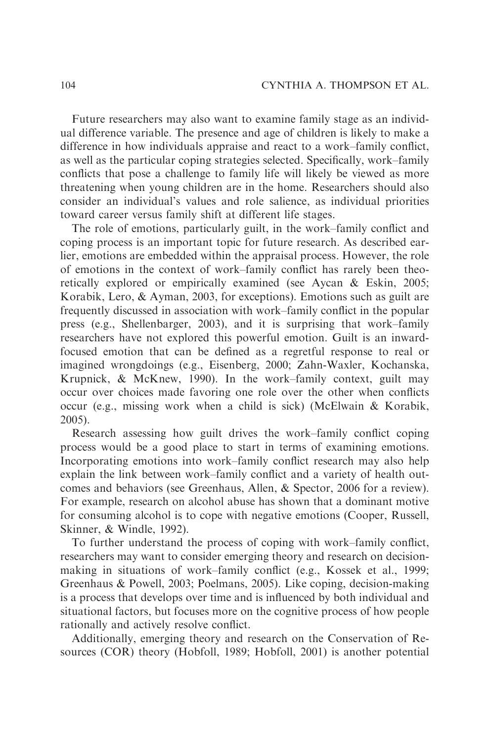Future researchers may also want to examine family stage as an individual difference variable. The presence and age of children is likely to make a difference in how individuals appraise and react to a work–family conflict, as well as the particular coping strategies selected. Specifically, work–family conflicts that pose a challenge to family life will likely be viewed as more threatening when young children are in the home. Researchers should also consider an individual's values and role salience, as individual priorities toward career versus family shift at different life stages.

The role of emotions, particularly guilt, in the work–family conflict and coping process is an important topic for future research. As described earlier, emotions are embedded within the appraisal process. However, the role of emotions in the context of work–family conflict has rarely been theoretically explored or empirically examined (see Aycan & Eskin, 2005; Korabik, Lero, & Ayman, 2003, for exceptions). Emotions such as guilt are frequently discussed in association with work–family conflict in the popular press (e.g., Shellenbarger, 2003), and it is surprising that work–family researchers have not explored this powerful emotion. Guilt is an inward-focused emotion that can be defined as a regretful response to real or imagined wrongdoings (e.g., Eisenberg, 2000; Zahn-Waxler, Kochanska, Krupnick, & McKnew, 1990). In the work–family context, guilt may occur over choices made favoring one role over the other when conflicts occur (e.g., missing work when a child is sick) (McElwain & Korabik, 2005).

Research assessing how guilt drives the work–family conflict coping process would be a good place to start in terms of examining emotions. Incorporating emotions into work–family conflict research may also help explain the link between work–family conflict and a variety of health outcomes and behaviors (see Greenhaus, Allen, & Spector, 2006 for a review). For example, research on alcohol abuse has shown that a dominant motive for consuming alcohol is to cope with negative emotions (Cooper, Russell, Skinner, & Windle, 1992).

To further understand the process of coping with work–family conflict, researchers may want to consider emerging theory and research on decision-making in situations of work–family conflict (e.g., Kossek et al., 1999; Greenhaus & Powell, 2003; Poelmans, 2005). Like coping, decision-making is a process that develops over time and is influenced by both individual and situational factors, but focuses more on the cognitive process of how people rationally and actively resolve conflict.

Additionally, emerging theory and research on the Conservation of Resources (COR) theory (Hobfoll, 1989; Hobfoll, 2001) is another potential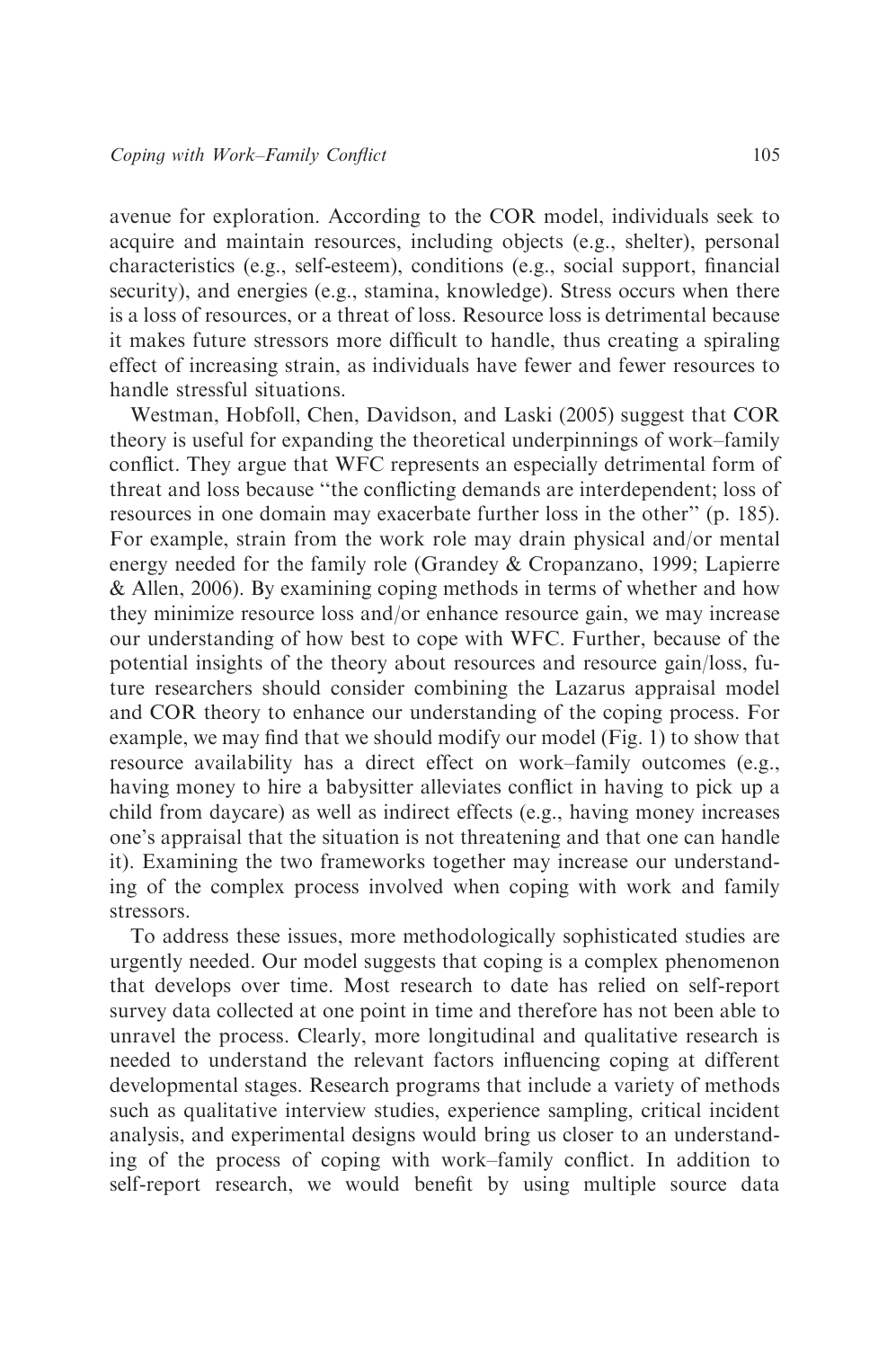avenue for exploration. According to the COR model, individuals seek to acquire and maintain resources, including objects (e.g., shelter), personal characteristics (e.g., self-esteem), conditions (e.g., social support, financial security), and energies (e.g., stamina, knowledge). Stress occurs when there is a loss of resources, or a threat of loss. Resource loss is detrimental because it makes future stressors more difficult to handle, thus creating a spiraling effect of increasing strain, as individuals have fewer and fewer resources to handle stressful situations.

Westman, Hobfoll, Chen, Davidson, and Laski (2005) suggest that COR theory is useful for expanding the theoretical underpinnings of work–family conflict. They argue that WFC represents an especially detrimental form of threat and loss because "the conflicting demands are interdependent; loss of resources in one domain may exacerbate further loss in the other" (p. 185). For example, strain from the work role may drain physical and/or mental energy needed for the family role (Grandey & Cropanzano, 1999; Lapierre & Allen, 2006). By examining coping methods in terms of whether and how they minimize resource loss and/or enhance resource gain, we may increase our understanding of how best to cope with WFC. Further, because of the potential insights of the theory about resources and resource gain/loss, future researchers should consider combining the Lazarus appraisal model and COR theory to enhance our understanding of the coping process. For example, we may find that we should modify our model (Fig. 1) to show that resource availability has a direct effect on work–family outcomes (e.g., having money to hire a babysitter alleviates conflict in having to pick up a child from daycare) as well as indirect effects (e.g., having money increases one's appraisal that the situation is not threatening and that one can handle it). Examining the two frameworks together may increase our understanding of the complex process involved when coping with work and family stressors.

To address these issues, more methodologically sophisticated studies are urgently needed. Our model suggests that coping is a complex phenomenon that develops over time. Most research to date has relied on self-report survey data collected at one point in time and therefore has not been able to unravel the process. Clearly, more longitudinal and qualitative research is needed to understand the relevant factors influencing coping at different developmental stages. Research programs that include a variety of methods such as qualitative interview studies, experience sampling, critical incident analysis, and experimental designs would bring us closer to an understanding of the process of coping with work–family conflict. In addition to self-report research, we would benefit by using multiple source data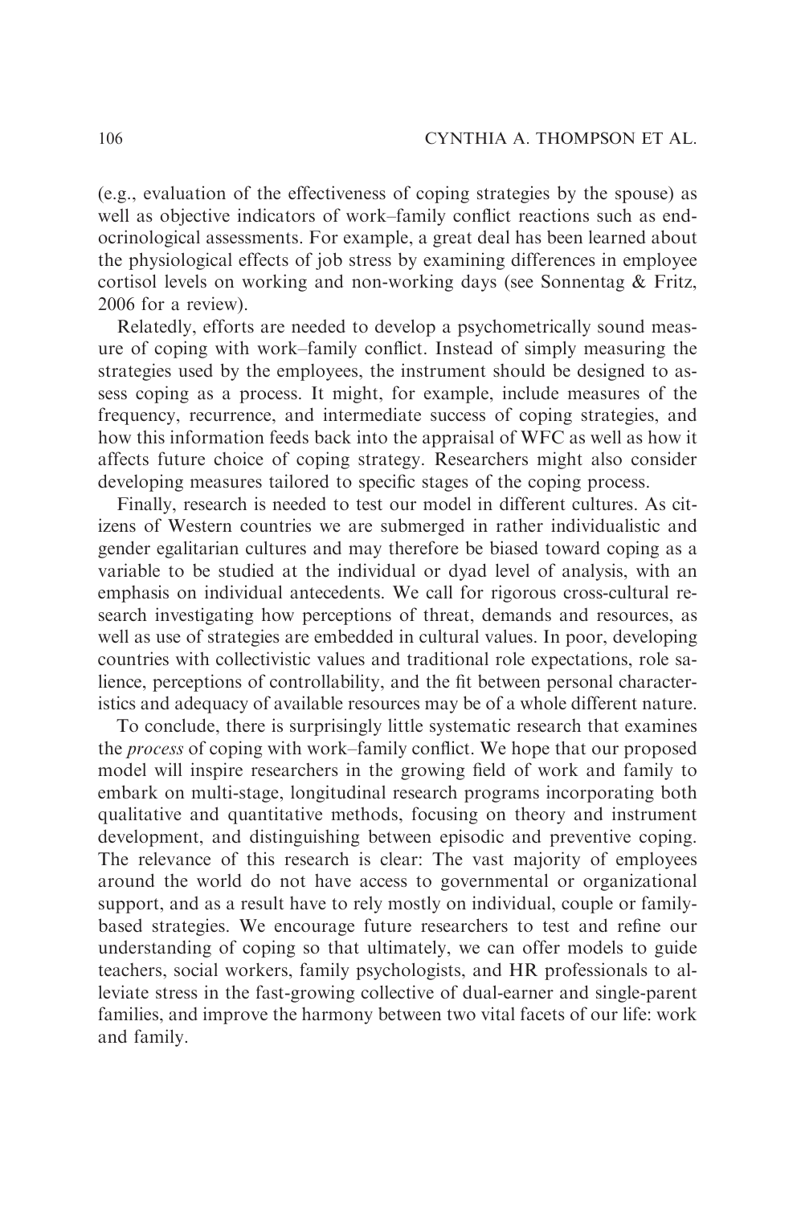(e.g., evaluation of the effectiveness of coping strategies by the spouse) as well as objective indicators of work–family conflict reactions such as endocrinological assessments. For example, a great deal has been learned about the physiological effects of job stress by examining differences in employee cortisol levels on working and non-working days (see Sonnentag & Fritz, 2006 for a review).

Relatedly, efforts are needed to develop a psychometrically sound measure of coping with work–family conflict. Instead of simply measuring the strategies used by the employees, the instrument should be designed to assess coping as a process. It might, for example, include measures of the frequency, recurrence, and intermediate success of coping strategies, and how this information feeds back into the appraisal of WFC as well as how it affects future choice of coping strategy. Researchers might also consider developing measures tailored to specific stages of the coping process.

Finally, research is needed to test our model in different cultures. As citizens of Western countries we are submerged in rather individualistic and gender egalitarian cultures and may therefore be biased toward coping as a variable to be studied at the individual or dyad level of analysis, with an emphasis on individual antecedents. We call for rigorous cross-cultural research investigating how perceptions of threat, demands and resources, as well as use of strategies are embedded in cultural values. In poor, developing countries with collectivistic values and traditional role expectations, role salience, perceptions of controllability, and the fit between personal characteristics and adequacy of available resources may be of a whole different nature.

To conclude, there is surprisingly little systematic research that examines the *process* of coping with work–family conflict. We hope that our proposed model will inspire researchers in the growing field of work and family to embark on multi-stage, longitudinal research programs incorporating both qualitative and quantitative methods, focusing on theory and instrument development, and distinguishing between episodic and preventive coping. The relevance of this research is clear: The vast majority of employees around the world do not have access to governmental or organizational support, and as a result have to rely mostly on individual, couple or family-based strategies. We encourage future researchers to test and refine our understanding of coping so that ultimately, we can offer models to guide teachers, social workers, family psychologists, and HR professionals to alleviate stress in the fast-growing collective of dual-earner and single-parent families, and improve the harmony between two vital facets of our life: work and family.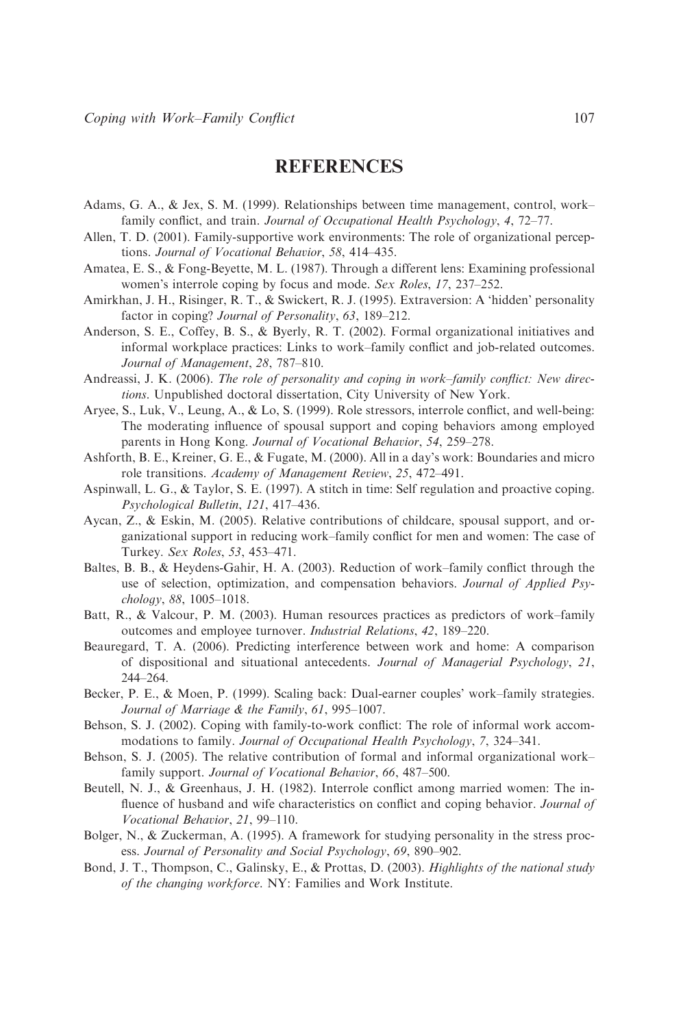# REFERENCES

Adams, G. A., & Jex, S. M. (1999). Relationships between time management, control, work–family conflict, and train. *Journal of Occupational Health Psychology*, *4*, 72–77.

Allen, T. D. (2001). Family-supportive work environments: The role of organizational perceptions. *Journal of Vocational Behavior*, *58*, 414–435.

Amatea, E. S., & Fong-Beyette, M. L. (1987). Through a different lens: Examining professional women's interrole coping by focus and mode. *Sex Roles*, *17*, 237–252.

Amirkhan, J. H., Risinger, R. T., & Swickert, R. J. (1995). Extraversion: A 'hidden' personality factor in coping? *Journal of Personality*, *63*, 189–212.

Anderson, S. E., Coffey, B. S., & Byerly, R. T. (2002). Formal organizational initiatives and informal workplace practices: Links to work–family conflict and job-related outcomes. *Journal of Management*, *28*, 787–810.

Andreassi, J. K. (2006). *The role of personality and coping in work–family conflict: New directions*. Unpublished doctoral dissertation, City University of New York.

Aryee, S., Luk, V., Leung, A., & Lo, S. (1999). Role stressors, interrole conflict, and well-being: The moderating influence of spousal support and coping behaviors among employed parents in Hong Kong. *Journal of Vocational Behavior*, *54*, 259–278.

Ashforth, B. E., Kreiner, G. E., & Fugate, M. (2000). All in a day's work: Boundaries and micro role transitions. *Academy of Management Review*, *25*, 472–491.

Aspinwall, L. G., & Taylor, S. E. (1997). A stitch in time: Self regulation and proactive coping. *Psychological Bulletin*, *121*, 417–436.

Aycan, Z., & Eskin, M. (2005). Relative contributions of childcare, spousal support, and organizational support in reducing work–family conflict for men and women: The case of Turkey. *Sex Roles*, *53*, 453–471.

Baltes, B. B., & Heydens-Gahir, H. A. (2003). Reduction of work–family conflict through the use of selection, optimization, and compensation behaviors. *Journal of Applied Psychology*, *88*, 1005–1018.

Batt, R., & Valcour, P. M. (2003). Human resources practices as predictors of work–family outcomes and employee turnover. *Industrial Relations*, *42*, 189–220.

Beauregard, T. A. (2006). Predicting interference between work and home: A comparison of dispositional and situational antecedents. *Journal of Managerial Psychology*, *21*, 244–264.

Becker, P. E., & Moen, P. (1999). Scaling back: Dual-earner couples' work–family strategies. *Journal of Marriage & the Family*, *61*, 995–1007.

Behson, S. J. (2002). Coping with family-to-work conflict: The role of informal work accommodations to family. *Journal of Occupational Health Psychology*, *7*, 324–341.

Behson, S. J. (2005). The relative contribution of formal and informal organizational work–family support. *Journal of Vocational Behavior*, *66*, 487–500.

Beutell, N. J., & Greenhaus, J. H. (1982). Interrole conflict among married women: The influence of husband and wife characteristics on conflict and coping behavior. *Journal of Vocational Behavior*, *21*, 99–110.

Bolger, N., & Zuckerman, A. (1995). A framework for studying personality in the stress process. *Journal of Personality and Social Psychology*, *69*, 890–902.

Bond, J. T., Thompson, C., Galinsky, E., & Prottas, D. (2003). *Highlights of the national study of the changing workforce*. NY: Families and Work Institute.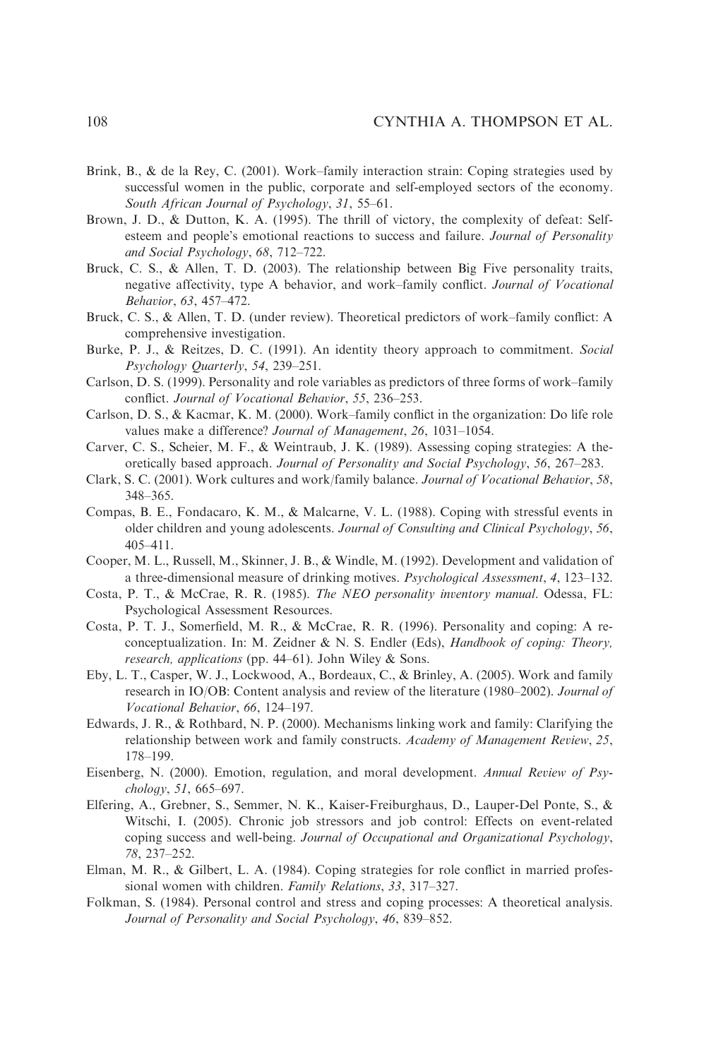Brink, B., & de la Rey, C. (2001). Work–family interaction strain: Coping strategies used by successful women in the public, corporate and self-employed sectors of the economy. *South African Journal of Psychology*, *31*, 55–61.

Brown, J. D., & Dutton, K. A. (1995). The thrill of victory, the complexity of defeat: Self-esteem and people's emotional reactions to success and failure. *Journal of Personality and Social Psychology*, *68*, 712–722.

Bruck, C. S., & Allen, T. D. (2003). The relationship between Big Five personality traits, negative affectivity, type A behavior, and work–family conflict. *Journal of Vocational Behavior*, *63*, 457–472.

Bruck, C. S., & Allen, T. D. (under review). Theoretical predictors of work–family conflict: A comprehensive investigation.

Burke, P. J., & Reitzes, D. C. (1991). An identity theory approach to commitment. *Social Psychology Quarterly*, *54*, 239–251.

Carlson, D. S. (1999). Personality and role variables as predictors of three forms of work–family conflict. *Journal of Vocational Behavior*, *55*, 236–253.

Carlson, D. S., & Kacmar, K. M. (2000). Work–family conflict in the organization: Do life role values make a difference? *Journal of Management*, *26*, 1031–1054.

Carver, C. S., Scheier, M. F., & Weintraub, J. K. (1989). Assessing coping strategies: A theoretically based approach. *Journal of Personality and Social Psychology*, *56*, 267–283.

Clark, S. C. (2001). Work cultures and work/family balance. *Journal of Vocational Behavior*, *58*, 348–365.

Compas, B. E., Fondacaro, K. M., & Malcarne, V. L. (1988). Coping with stressful events in older children and young adolescents. *Journal of Consulting and Clinical Psychology*, *56*, 405–411.

Cooper, M. L., Russell, M., Skinner, J. B., & Windle, M. (1992). Development and validation of a three-dimensional measure of drinking motives. *Psychological Assessment*, *4*, 123–132.

Costa, P. T., & McCrae, R. R. (1985). *The NEO personality inventory manual*. Odessa, FL: Psychological Assessment Resources.

Costa, P. T. J., Somerfield, M. R., & McCrae, R. R. (1996). Personality and coping: A reconceptualization. In: M. Zeidner & N. S. Endler (Eds), *Handbook of coping: Theory, research, applications* (pp. 44–61). John Wiley & Sons.

Eby, L. T., Casper, W. J., Lockwood, A., Bordeaux, C., & Brinley, A. (2005). Work and family research in IO/OB: Content analysis and review of the literature (1980–2002). *Journal of Vocational Behavior*, *66*, 124–197.

Edwards, J. R., & Rothbard, N. P. (2000). Mechanisms linking work and family: Clarifying the relationship between work and family constructs. *Academy of Management Review*, *25*, 178–199.

Eisenberg, N. (2000). Emotion, regulation, and moral development. *Annual Review of Psychology*, *51*, 665–697.

Elfering, A., Grebner, S., Semmer, N. K., Kaiser-Freiburghaus, D., Lauper-Del Ponte, S., & Witschi, I. (2005). Chronic job stressors and job control: Effects on event-related coping success and well-being. *Journal of Occupational and Organizational Psychology*, *78*, 237–252.

Elman, M. R., & Gilbert, L. A. (1984). Coping strategies for role conflict in married professional women with children. *Family Relations*, *33*, 317–327.

Folkman, S. (1984). Personal control and stress and coping processes: A theoretical analysis. *Journal of Personality and Social Psychology*, *46*, 839–852.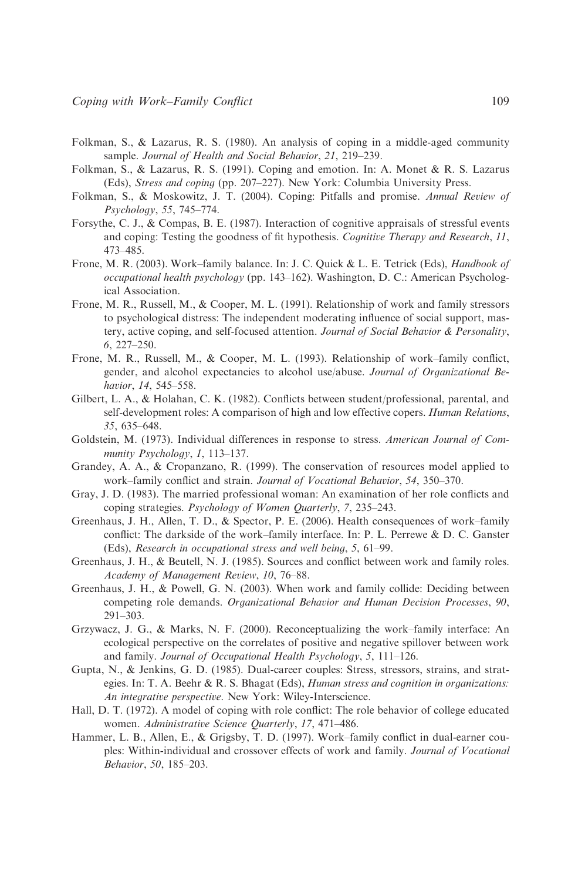Folkman, S., & Lazarus, R. S. (1980). An analysis of coping in a middle-aged community sample. *Journal of Health and Social Behavior*, *21*, 219–239.

Folkman, S., & Lazarus, R. S. (1991). Coping and emotion. In: A. Monet & R. S. Lazarus (Eds), *Stress and coping* (pp. 207–227). New York: Columbia University Press.

Folkman, S., & Moskowitz, J. T. (2004). Coping: Pitfalls and promise. *Annual Review of Psychology*, *55*, 745–774.

Forsythe, C. J., & Compas, B. E. (1987). Interaction of cognitive appraisals of stressful events and coping: Testing the goodness of fit hypothesis. *Cognitive Therapy and Research*, *11*, 473–485.

Frone, M. R. (2003). Work–family balance. In: J. C. Quick & L. E. Tetrick (Eds), *Handbook of occupational health psychology* (pp. 143–162). Washington, D. C.: American Psychological Association.

Frone, M. R., Russell, M., & Cooper, M. L. (1991). Relationship of work and family stressors to psychological distress: The independent moderating influence of social support, mastery, active coping, and self-focused attention. *Journal of Social Behavior & Personality*, *6*, 227–250.

Frone, M. R., Russell, M., & Cooper, M. L. (1993). Relationship of work–family conflict, gender, and alcohol expectancies to alcohol use/abuse. *Journal of Organizational Behavior*, *14*, 545–558.

Gilbert, L. A., & Holahan, C. K. (1982). Conflicts between student/professional, parental, and self-development roles: A comparison of high and low effective copers. *Human Relations*, *35*, 635–648.

Goldstein, M. (1973). Individual differences in response to stress. *American Journal of Community Psychology*, *1*, 113–137.

Grandey, A. A., & Cropanzano, R. (1999). The conservation of resources model applied to work–family conflict and strain. *Journal of Vocational Behavior*, *54*, 350–370.

Gray, J. D. (1983). The married professional woman: An examination of her role conflicts and coping strategies. *Psychology of Women Quarterly*, *7*, 235–243.

Greenhaus, J. H., Allen, T. D., & Spector, P. E. (2006). Health consequences of work–family conflict: The darkside of the work–family interface. In: P. L. Perrewe & D. C. Ganster (Eds), *Research in occupational stress and well being*, *5*, 61–99.

Greenhaus, J. H., & Beutell, N. J. (1985). Sources and conflict between work and family roles. *Academy of Management Review*, *10*, 76–88.

Greenhaus, J. H., & Powell, G. N. (2003). When work and family collide: Deciding between competing role demands. *Organizational Behavior and Human Decision Processes*, *90*, 291–303.

Grzywacz, J. G., & Marks, N. F. (2000). Reconceptualizing the work–family interface: An ecological perspective on the correlates of positive and negative spillover between work and family. *Journal of Occupational Health Psychology*, *5*, 111–126.

Gupta, N., & Jenkins, G. D. (1985). Dual-career couples: Stress, stressors, strains, and strategies. In: T. A. Beehr & R. S. Bhagat (Eds), *Human stress and cognition in organizations: An integrative perspective*. New York: Wiley-Interscience.

Hall, D. T. (1972). A model of coping with role conflict: The role behavior of college educated women. *Administrative Science Quarterly*, *17*, 471–486.

Hammer, L. B., Allen, E., & Grigsby, T. D. (1997). Work–family conflict in dual-earner couples: Within-individual and crossover effects of work and family. *Journal of Vocational Behavior*, *50*, 185–203.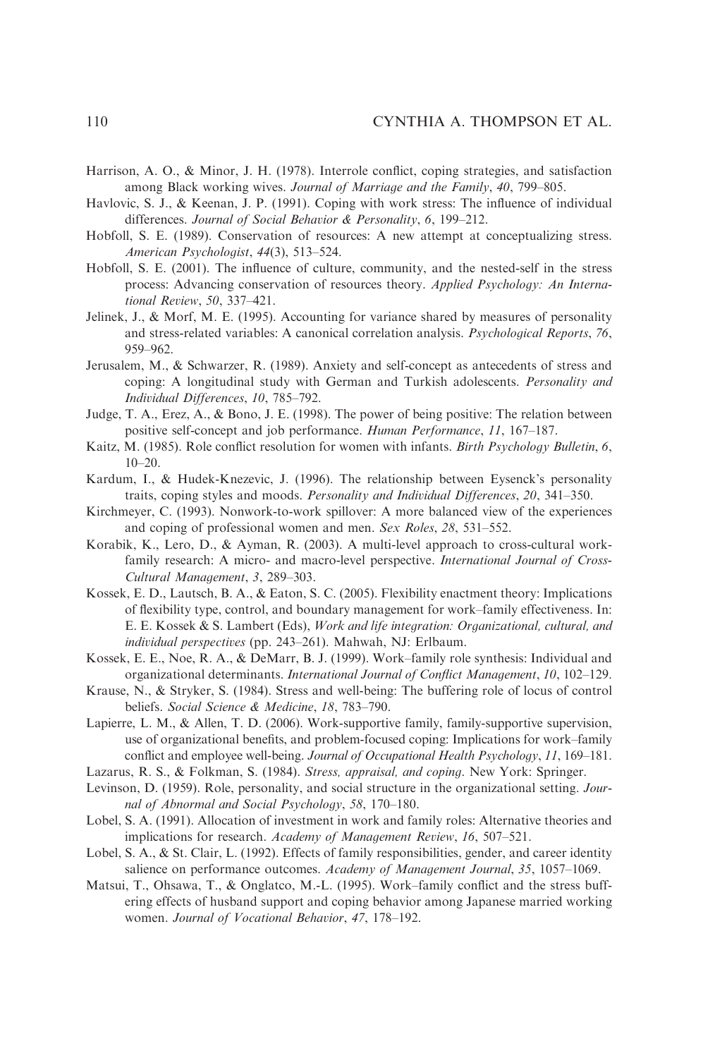Harrison, A. O., & Minor, J. H. (1978). Interrole conflict, coping strategies, and satisfaction among Black working wives. *Journal of Marriage and the Family*, *40*, 799–805.

Havlovic, S. J., & Keenan, J. P. (1991). Coping with work stress: The influence of individual differences. *Journal of Social Behavior & Personality*, *6*, 199–212.

Hobfoll, S. E. (1989). Conservation of resources: A new attempt at conceptualizing stress. *American Psychologist*, *44*(3), 513–524.

Hobfoll, S. E. (2001). The influence of culture, community, and the nested-self in the stress process: Advancing conservation of resources theory. *Applied Psychology: An International Review*, *50*, 337–421.

Jelinek, J., & Morf, M. E. (1995). Accounting for variance shared by measures of personality and stress-related variables: A canonical correlation analysis. *Psychological Reports*, *76*, 959–962.

Jerusalem, M., & Schwarzer, R. (1989). Anxiety and self-concept as antecedents of stress and coping: A longitudinal study with German and Turkish adolescents. *Personality and Individual Differences*, *10*, 785–792.

Judge, T. A., Erez, A., & Bono, J. E. (1998). The power of being positive: The relation between positive self-concept and job performance. *Human Performance*, *11*, 167–187.

Kaitz, M. (1985). Role conflict resolution for women with infants. *Birth Psychology Bulletin*, *6*, 10–20.

Kardum, I., & Hudek-Knezevic, J. (1996). The relationship between Eysenck's personality traits, coping styles and moods. *Personality and Individual Differences*, *20*, 341–350.

Kirchmeyer, C. (1993). Nonwork-to-work spillover: A more balanced view of the experiences and coping of professional women and men. *Sex Roles*, *28*, 531–552.

Korabik, K., Lero, D., & Ayman, R. (2003). A multi-level approach to cross-cultural work-family research: A micro- and macro-level perspective. *International Journal of Cross-Cultural Management*, *3*, 289–303.

Kossek, E. D., Lautsch, B. A., & Eaton, S. C. (2005). Flexibility enactment theory: Implications of flexibility type, control, and boundary management for work–family effectiveness. In: E. E. Kossek & S. Lambert (Eds), *Work and life integration: Organizational, cultural, and individual perspectives* (pp. 243–261). Mahwah, NJ: Erlbaum.

Kossek, E. E., Noe, R. A., & DeMarr, B. J. (1999). Work–family role synthesis: Individual and organizational determinants. *International Journal of Conflict Management*, *10*, 102–129.

Krause, N., & Stryker, S. (1984). Stress and well-being: The buffering role of locus of control beliefs. *Social Science & Medicine*, *18*, 783–790.

Lapierre, L. M., & Allen, T. D. (2006). Work-supportive family, family-supportive supervision, use of organizational benefits, and problem-focused coping: Implications for work–family conflict and employee well-being. *Journal of Occupational Health Psychology*, *11*, 169–181.

Lazarus, R. S., & Folkman, S. (1984). *Stress, appraisal, and coping*. New York: Springer.

Levinson, D. (1959). Role, personality, and social structure in the organizational setting. *Journal of Abnormal and Social Psychology*, *58*, 170–180.

Lobel, S. A. (1991). Allocation of investment in work and family roles: Alternative theories and implications for research. *Academy of Management Review*, *16*, 507–521.

Lobel, S. A., & St. Clair, L. (1992). Effects of family responsibilities, gender, and career identity salience on performance outcomes. *Academy of Management Journal*, *35*, 1057–1069.

Matsui, T., Ohsawa, T., & Onglatco, M.-L. (1995). Work–family conflict and the stress buffering effects of husband support and coping behavior among Japanese married working women. *Journal of Vocational Behavior*, *47*, 178–192.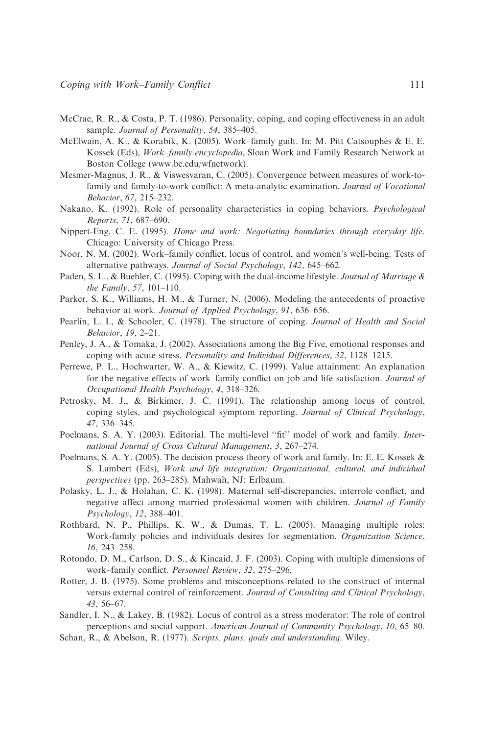McCrae, R. R., & Costa, P. T. (1986). Personality, coping, and coping effectiveness in an adult sample. *Journal of Personality*, *54*, 385–405.

McElwain, A. K., & Korabik, K. (2005). Work–family guilt. In: M. Pitt Catsouphes & E. E. Kossek (Eds), *Work–family encyclopedia*, Sloan Work and Family Research Network at Boston College (www.bc.edu/wfnetwork).

Mesmer-Magnus, J. R., & Viswesvaran, C. (2005). Convergence between measures of work-to-family and family-to-work conflict: A meta-analytic examination. *Journal of Vocational Behavior*, *67*, 215–232.

Nakano, K. (1992). Role of personality characteristics in coping behaviors. *Psychological Reports*, *71*, 687–690.

Nippert-Eng, C. E. (1995). *Home and work: Negotiating boundaries through everyday life*. Chicago: University of Chicago Press.

Noor, N. M. (2002). Work–family conflict, locus of control, and women's well-being: Tests of alternative pathways. *Journal of Social Psychology*, *142*, 645–662.

Paden, S. L., & Buehler, C. (1995). Coping with the dual-income lifestyle. *Journal of Marriage & the Family*, *57*, 101–110.

Parker, S. K., Williams, H. M., & Turner, N. (2006). Modeling the antecedents of proactive behavior at work. *Journal of Applied Psychology*, *91*, 636–656.

Pearlin, L. I., & Schooler, C. (1978). The structure of coping. *Journal of Health and Social Behavior*, *19*, 2–21.

Penley, J. A., & Tomaka, J. (2002). Associations among the Big Five, emotional responses and coping with acute stress. *Personality and Individual Differences*, *32*, 1128–1215.

Perrewe, P. L., Hochwarter, W. A., & Kiewitz, C. (1999). Value attainment: An explanation for the negative effects of work–family conflict on job and life satisfaction. *Journal of Occupational Health Psychology*, *4*, 318–326.

Petrosky, M. J., & Birkimer, J. C. (1991). The relationship among locus of control, coping styles, and psychological symptom reporting. *Journal of Clinical Psychology*, *47*, 336–345.

Poelmans, S. A. Y. (2003). Editorial. The multi-level "fit" model of work and family. *International Journal of Cross Cultural Management*, *3*, 267–274.

Poelmans, S. A. Y. (2005). The decision process theory of work and family. In: E. E. Kossek & S. Lambert (Eds), *Work and life integration: Organizational, cultural, and individual perspectives* (pp. 263–285). Mahwah, NJ: Erlbaum.

Polasky, L. J., & Holahan, C. K. (1998). Maternal self-discrepancies, interrole conflict, and negative affect among married professional women with children. *Journal of Family Psychology*, *12*, 388–401.

Rothbard, N. P., Phillips, K. W., & Dumas, T. L. (2005). Managing multiple roles: Work-family policies and individuals desires for segmentation. *Organization Science*, *16*, 243–258.

Rotondo, D. M., Carlson, D. S., & Kincaid, J. F. (2003). Coping with multiple dimensions of work–family conflict. *Personnel Review*, *32*, 275–296.

Rotter, J. B. (1975). Some problems and misconceptions related to the construct of internal versus external control of reinforcement. *Journal of Consulting and Clinical Psychology*, *43*, 56–67.

Sandler, I. N., & Lakey, B. (1982). Locus of control as a stress moderator: The role of control perceptions and social support. *American Journal of Community Psychology*, *10*, 65–80.

Schan, R., & Abelson, R. (1977). *Scripts, plans, goals and understanding*. Wiley.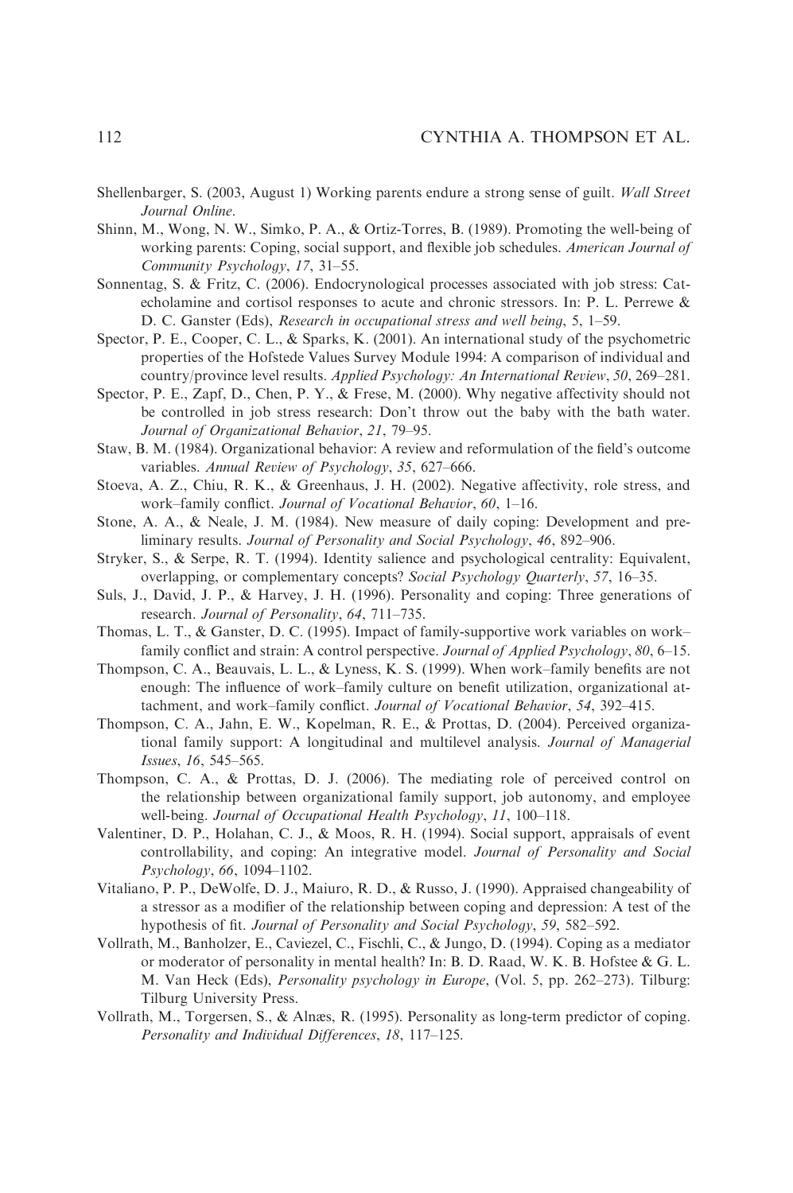Shellenbarger, S. (2003, August 1) Working parents endure a strong sense of guilt. *Wall Street Journal Online*.

Shinn, M., Wong, N. W., Simko, P. A., & Ortiz-Torres, B. (1989). Promoting the well-being of working parents: Coping, social support, and flexible job schedules. *American Journal of Community Psychology*, *17*, 31–55.

Sonnentag, S. & Fritz, C. (2006). Endocrynological processes associated with job stress: Catecholamine and cortisol responses to acute and chronic stressors. In: P. L. Perrewe & D. C. Ganster (Eds), *Research in occupational stress and well being*, 5, 1–59.

Spector, P. E., Cooper, C. L., & Sparks, K. (2001). An international study of the psychometric properties of the Hofstede Values Survey Module 1994: A comparison of individual and country/province level results. *Applied Psychology: An International Review*, *50*, 269–281.

Spector, P. E., Zapf, D., Chen, P. Y., & Frese, M. (2000). Why negative affectivity should not be controlled in job stress research: Don't throw out the baby with the bath water. *Journal of Organizational Behavior*, *21*, 79–95.

Staw, B. M. (1984). Organizational behavior: A review and reformulation of the field's outcome variables. *Annual Review of Psychology*, *35*, 627–666.

Stoeva, A. Z., Chiu, R. K., & Greenhaus, J. H. (2002). Negative affectivity, role stress, and work–family conflict. *Journal of Vocational Behavior*, *60*, 1–16.

Stone, A. A., & Neale, J. M. (1984). New measure of daily coping: Development and preliminary results. *Journal of Personality and Social Psychology*, *46*, 892–906.

Stryker, S., & Serpe, R. T. (1994). Identity salience and psychological centrality: Equivalent, overlapping, or complementary concepts? *Social Psychology Quarterly*, *57*, 16–35.

Suls, J., David, J. P., & Harvey, J. H. (1996). Personality and coping: Three generations of research. *Journal of Personality*, *64*, 711–735.

Thomas, L. T., & Ganster, D. C. (1995). Impact of family-supportive work variables on work–family conflict and strain: A control perspective. *Journal of Applied Psychology*, *80*, 6–15.

Thompson, C. A., Beauvais, L. L., & Lyness, K. S. (1999). When work–family benefits are not enough: The influence of work–family culture on benefit utilization, organizational attachment, and work–family conflict. *Journal of Vocational Behavior*, *54*, 392–415.

Thompson, C. A., Jahn, E. W., Kopelman, R. E., & Prottas, D. (2004). Perceived organizational family support: A longitudinal and multilevel analysis. *Journal of Managerial Issues*, *16*, 545–565.

Thompson, C. A., & Prottas, D. J. (2006). The mediating role of perceived control on the relationship between organizational family support, job autonomy, and employee well-being. *Journal of Occupational Health Psychology*, *11*, 100–118.

Valentiner, D. P., Holahan, C. J., & Moos, R. H. (1994). Social support, appraisals of event controllability, and coping: An integrative model. *Journal of Personality and Social Psychology*, *66*, 1094–1102.

Vitaliano, P. P., DeWolfe, D. J., Maiuro, R. D., & Russo, J. (1990). Appraised changeability of a stressor as a modifier of the relationship between coping and depression: A test of the hypothesis of fit. *Journal of Personality and Social Psychology*, *59*, 582–592.

Vollrath, M., Banholzer, E., Caviezel, C., Fischli, C., & Jungo, D. (1994). Coping as a mediator or moderator of personality in mental health? In: B. D. Raad, W. K. B. Hofstee & G. L. M. Van Heck (Eds), *Personality psychology in Europe*, (Vol. 5, pp. 262–273). Tilburg: Tilburg University Press.

Vollrath, M., Torgersen, S., & Alnæs, R. (1995). Personality as long-term predictor of coping. *Personality and Individual Differences*, *18*, 117–125.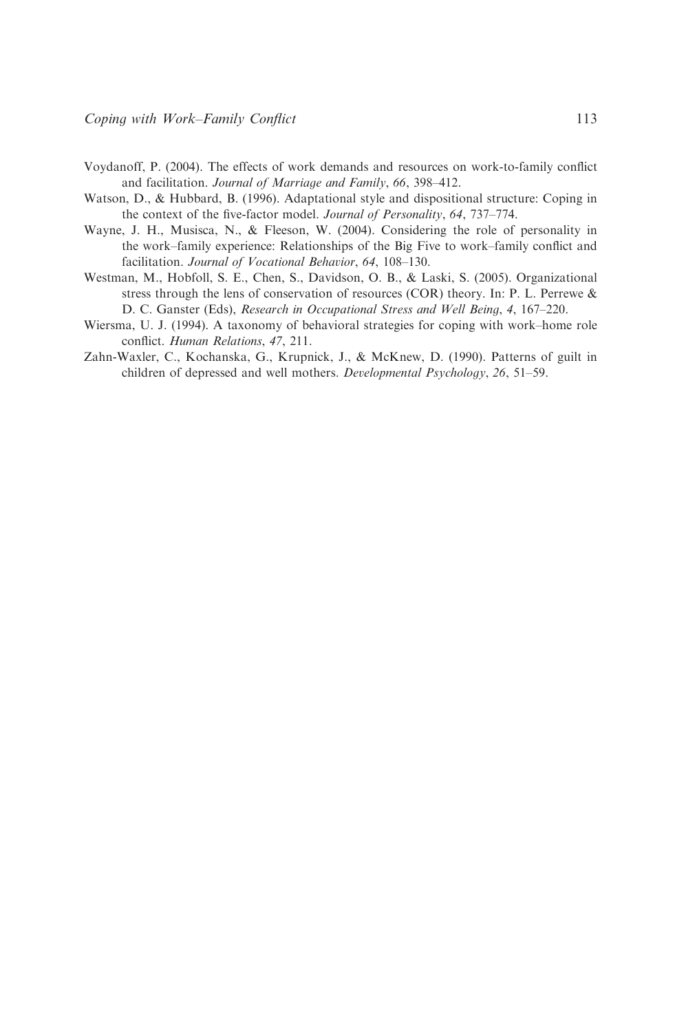Voydanoff, P. (2004). The effects of work demands and resources on work-to-family conflict and facilitation. *Journal of Marriage and Family*, *66*, 398–412.

Watson, D., & Hubbard, B. (1996). Adaptational style and dispositional structure: Coping in the context of the five-factor model. *Journal of Personality*, *64*, 737–774.

Wayne, J. H., Musisca, N., & Fleeson, W. (2004). Considering the role of personality in the work–family experience: Relationships of the Big Five to work–family conflict and facilitation. *Journal of Vocational Behavior*, *64*, 108–130.

Westman, M., Hobfoll, S. E., Chen, S., Davidson, O. B., & Laski, S. (2005). Organizational stress through the lens of conservation of resources (COR) theory. In: P. L. Perrewe & D. C. Ganster (Eds), *Research in Occupational Stress and Well Being*, *4*, 167–220.

Wiersma, U. J. (1994). A taxonomy of behavioral strategies for coping with work–home role conflict. *Human Relations*, *47*, 211.

Zahn-Waxler, C., Kochanska, G., Krupnick, J., & McKnew, D. (1990). Patterns of guilt in children of depressed and well mothers. *Developmental Psychology*, *26*, 51–59.